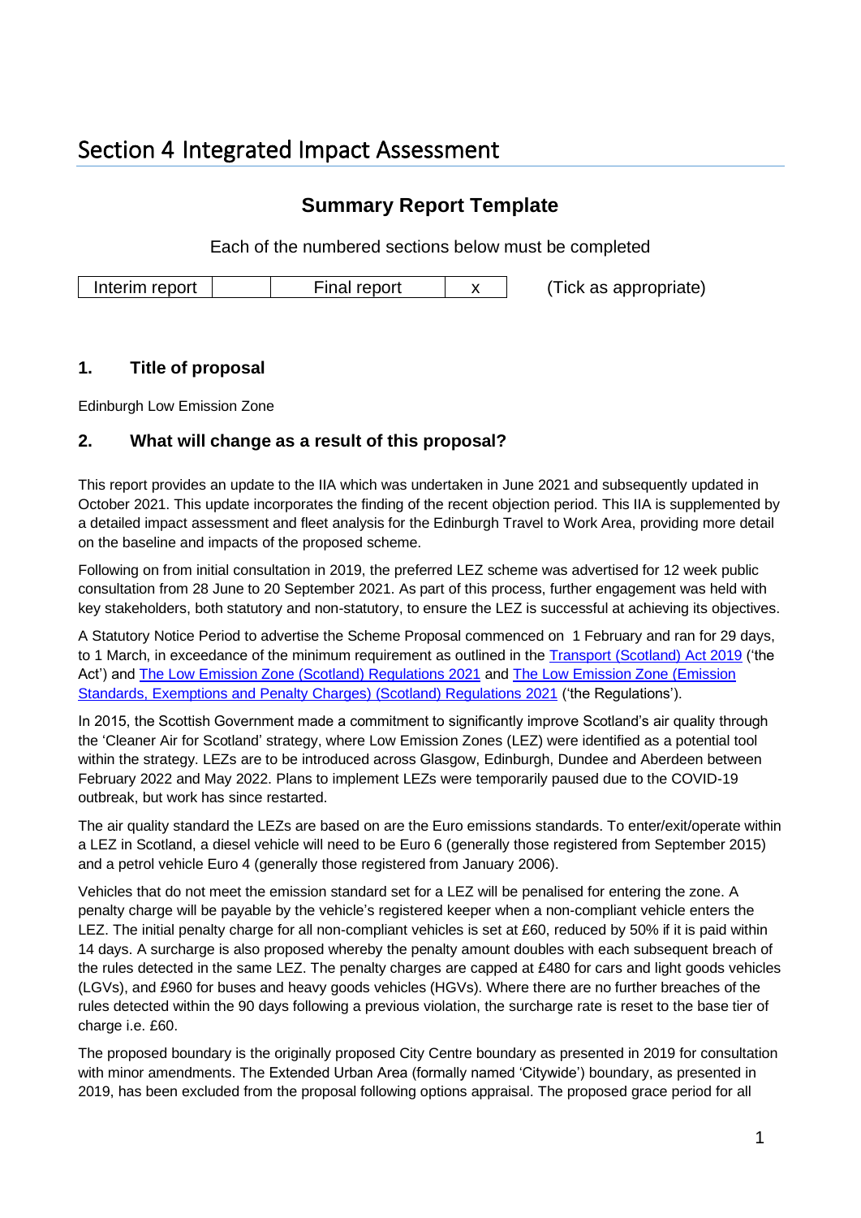# Section 4 Integrated Impact Assessment

## Summary Report Template

Each of the numbered sections below must be completed

| | | | |
|---|---|---|---|
| Interim report | | Final report | x |

(Tick as appropriate)

### 1. Title of proposal

Edinburgh Low Emission Zone

### 2. What will change as a result of this proposal?

This report provides an update to the IIA which was undertaken in June 2021 and subsequently updated in October 2021. This update incorporates the finding of the recent objection period. This IIA is supplemented by a detailed impact assessment and fleet analysis for the Edinburgh Travel to Work Area, providing more detail on the baseline and impacts of the proposed scheme.

Following on from initial consultation in 2019, the preferred LEZ scheme was advertised for 12 week public consultation from 28 June to 20 September 2021. As part of this process, further engagement was held with key stakeholders, both statutory and non-statutory, to ensure the LEZ is successful at achieving its objectives.

A Statutory Notice Period to advertise the Scheme Proposal commenced on 1 February and ran for 29 days, to 1 March, in exceedance of the minimum requirement as outlined in the Transport (Scotland) Act 2019 ('the Act') and The Low Emission Zone (Scotland) Regulations 2021 and The Low Emission Zone (Emission Standards, Exemptions and Penalty Charges) (Scotland) Regulations 2021 ('the Regulations').

In 2015, the Scottish Government made a commitment to significantly improve Scotland's air quality through the 'Cleaner Air for Scotland' strategy, where Low Emission Zones (LEZ) were identified as a potential tool within the strategy. LEZs are to be introduced across Glasgow, Edinburgh, Dundee and Aberdeen between February 2022 and May 2022. Plans to implement LEZs were temporarily paused due to the COVID-19 outbreak, but work has since restarted.

The air quality standard the LEZs are based on are the Euro emissions standards. To enter/exit/operate within a LEZ in Scotland, a diesel vehicle will need to be Euro 6 (generally those registered from September 2015) and a petrol vehicle Euro 4 (generally those registered from January 2006).

Vehicles that do not meet the emission standard set for a LEZ will be penalised for entering the zone. A penalty charge will be payable by the vehicle's registered keeper when a non-compliant vehicle enters the LEZ. The initial penalty charge for all non-compliant vehicles is set at £60, reduced by 50% if it is paid within 14 days. A surcharge is also proposed whereby the penalty amount doubles with each subsequent breach of the rules detected in the same LEZ. The penalty charges are capped at £480 for cars and light goods vehicles (LGVs), and £960 for buses and heavy goods vehicles (HGVs). Where there are no further breaches of the rules detected within the 90 days following a previous violation, the surcharge rate is reset to the base tier of charge i.e. £60.

The proposed boundary is the originally proposed City Centre boundary as presented in 2019 for consultation with minor amendments. The Extended Urban Area (formally named 'Citywide') boundary, as presented in 2019, has been excluded from the proposal following options appraisal. The proposed grace period for all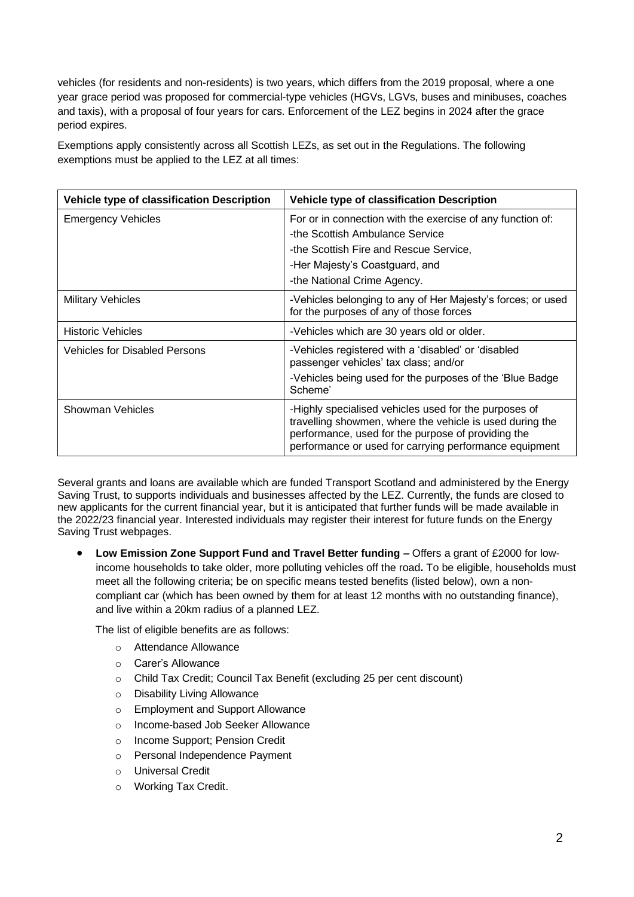vehicles (for residents and non-residents) is two years, which differs from the 2019 proposal, where a one year grace period was proposed for commercial-type vehicles (HGVs, LGVs, buses and minibuses, coaches and taxis), with a proposal of four years for cars. Enforcement of the LEZ begins in 2024 after the grace period expires.

Exemptions apply consistently across all Scottish LEZs, as set out in the Regulations. The following exemptions must be applied to the LEZ at all times:

| Vehicle type of classification Description | Vehicle type of classification Description |
|---|---|
| Emergency Vehicles | For or in connection with the exercise of any function of:<br>-the Scottish Ambulance Service<br>-the Scottish Fire and Rescue Service,<br>-Her Majesty's Coastguard, and<br>-the National Crime Agency. |
| Military Vehicles | -Vehicles belonging to any of Her Majesty's forces; or used for the purposes of any of those forces |
| Historic Vehicles | -Vehicles which are 30 years old or older. |
| Vehicles for Disabled Persons | -Vehicles registered with a 'disabled' or 'disabled passenger vehicles' tax class; and/or<br>-Vehicles being used for the purposes of the 'Blue Badge Scheme' |
| Showman Vehicles | -Highly specialised vehicles used for the purposes of travelling showmen, where the vehicle is used during the performance, used for the purpose of providing the performance or used for carrying performance equipment |

Several grants and loans are available which are funded Transport Scotland and administered by the Energy Saving Trust, to supports individuals and businesses affected by the LEZ. Currently, the funds are closed to new applicants for the current financial year, but it is anticipated that further funds will be made available in the 2022/23 financial year. Interested individuals may register their interest for future funds on the Energy Saving Trust webpages.

- **Low Emission Zone Support Fund and Travel Better funding –** Offers a grant of £2000 for low-income households to take older, more polluting vehicles off the road**.** To be eligible, households must meet all the following criteria; be on specific means tested benefits (listed below), own a non-compliant car (which has been owned by them for at least 12 months with no outstanding finance), and live within a 20km radius of a planned LEZ.

  The list of eligible benefits are as follows:

  - Attendance Allowance
  - Carer's Allowance
  - Child Tax Credit; Council Tax Benefit (excluding 25 per cent discount)
  - Disability Living Allowance
  - Employment and Support Allowance
  - Income-based Job Seeker Allowance
  - Income Support; Pension Credit
  - Personal Independence Payment
  - Universal Credit
  - Working Tax Credit.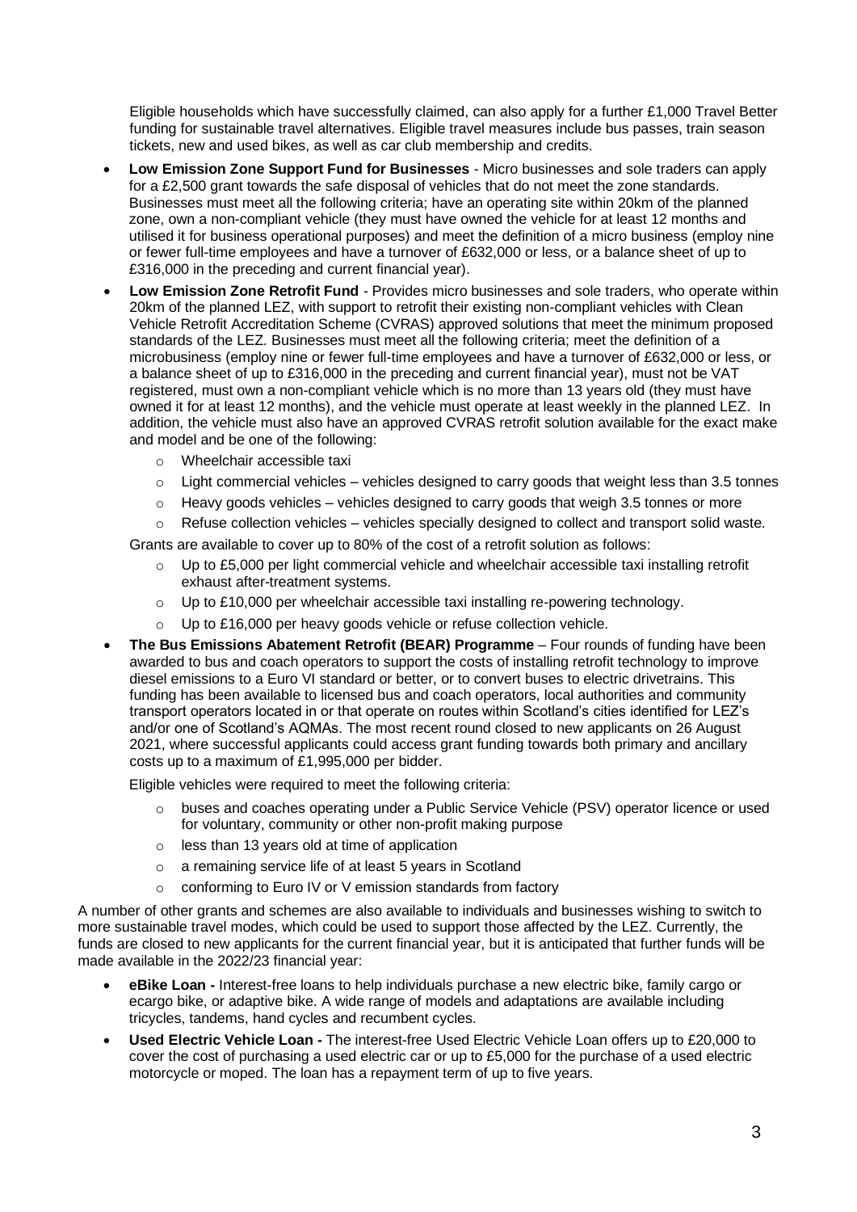Eligible households which have successfully claimed, can also apply for a further £1,000 Travel Better funding for sustainable travel alternatives. Eligible travel measures include bus passes, train season tickets, new and used bikes, as well as car club membership and credits.

- **Low Emission Zone Support Fund for Businesses** - Micro businesses and sole traders can apply for a £2,500 grant towards the safe disposal of vehicles that do not meet the zone standards. Businesses must meet all the following criteria; have an operating site within 20km of the planned zone, own a non-compliant vehicle (they must have owned the vehicle for at least 12 months and utilised it for business operational purposes) and meet the definition of a micro business (employ nine or fewer full-time employees and have a turnover of £632,000 or less, or a balance sheet of up to £316,000 in the preceding and current financial year).
- **Low Emission Zone Retrofit Fund** - Provides micro businesses and sole traders, who operate within 20km of the planned LEZ, with support to retrofit their existing non-compliant vehicles with Clean Vehicle Retrofit Accreditation Scheme (CVRAS) approved solutions that meet the minimum proposed standards of the LEZ. Businesses must meet all the following criteria; meet the definition of a microbusiness (employ nine or fewer full-time employees and have a turnover of £632,000 or less, or a balance sheet of up to £316,000 in the preceding and current financial year), must not be VAT registered, must own a non-compliant vehicle which is no more than 13 years old (they must have owned it for at least 12 months), and the vehicle must operate at least weekly in the planned LEZ. In addition, the vehicle must also have an approved CVRAS retrofit solution available for the exact make and model and be one of the following:
  - Wheelchair accessible taxi
  - Light commercial vehicles – vehicles designed to carry goods that weight less than 3.5 tonnes
  - Heavy goods vehicles – vehicles designed to carry goods that weigh 3.5 tonnes or more
  - Refuse collection vehicles – vehicles specially designed to collect and transport solid waste.

  Grants are available to cover up to 80% of the cost of a retrofit solution as follows:
  - Up to £5,000 per light commercial vehicle and wheelchair accessible taxi installing retrofit exhaust after-treatment systems.
  - Up to £10,000 per wheelchair accessible taxi installing re-powering technology.
  - Up to £16,000 per heavy goods vehicle or refuse collection vehicle.
- **The Bus Emissions Abatement Retrofit (BEAR) Programme** – Four rounds of funding have been awarded to bus and coach operators to support the costs of installing retrofit technology to improve diesel emissions to a Euro VI standard or better, or to convert buses to electric drivetrains. This funding has been available to licensed bus and coach operators, local authorities and community transport operators located in or that operate on routes within Scotland's cities identified for LEZ's and/or one of Scotland's AQMAs. The most recent round closed to new applicants on 26 August 2021, where successful applicants could access grant funding towards both primary and ancillary costs up to a maximum of £1,995,000 per bidder.

  Eligible vehicles were required to meet the following criteria:
  - buses and coaches operating under a Public Service Vehicle (PSV) operator licence or used for voluntary, community or other non-profit making purpose
  - less than 13 years old at time of application
  - a remaining service life of at least 5 years in Scotland
  - conforming to Euro IV or V emission standards from factory

A number of other grants and schemes are also available to individuals and businesses wishing to switch to more sustainable travel modes, which could be used to support those affected by the LEZ. Currently, the funds are closed to new applicants for the current financial year, but it is anticipated that further funds will be made available in the 2022/23 financial year:

- **eBike Loan -** Interest-free loans to help individuals purchase a new electric bike, family cargo or ecargo bike, or adaptive bike. A wide range of models and adaptations are available including tricycles, tandems, hand cycles and recumbent cycles.
- **Used Electric Vehicle Loan -** The interest-free Used Electric Vehicle Loan offers up to £20,000 to cover the cost of purchasing a used electric car or up to £5,000 for the purchase of a used electric motorcycle or moped. The loan has a repayment term of up to five years.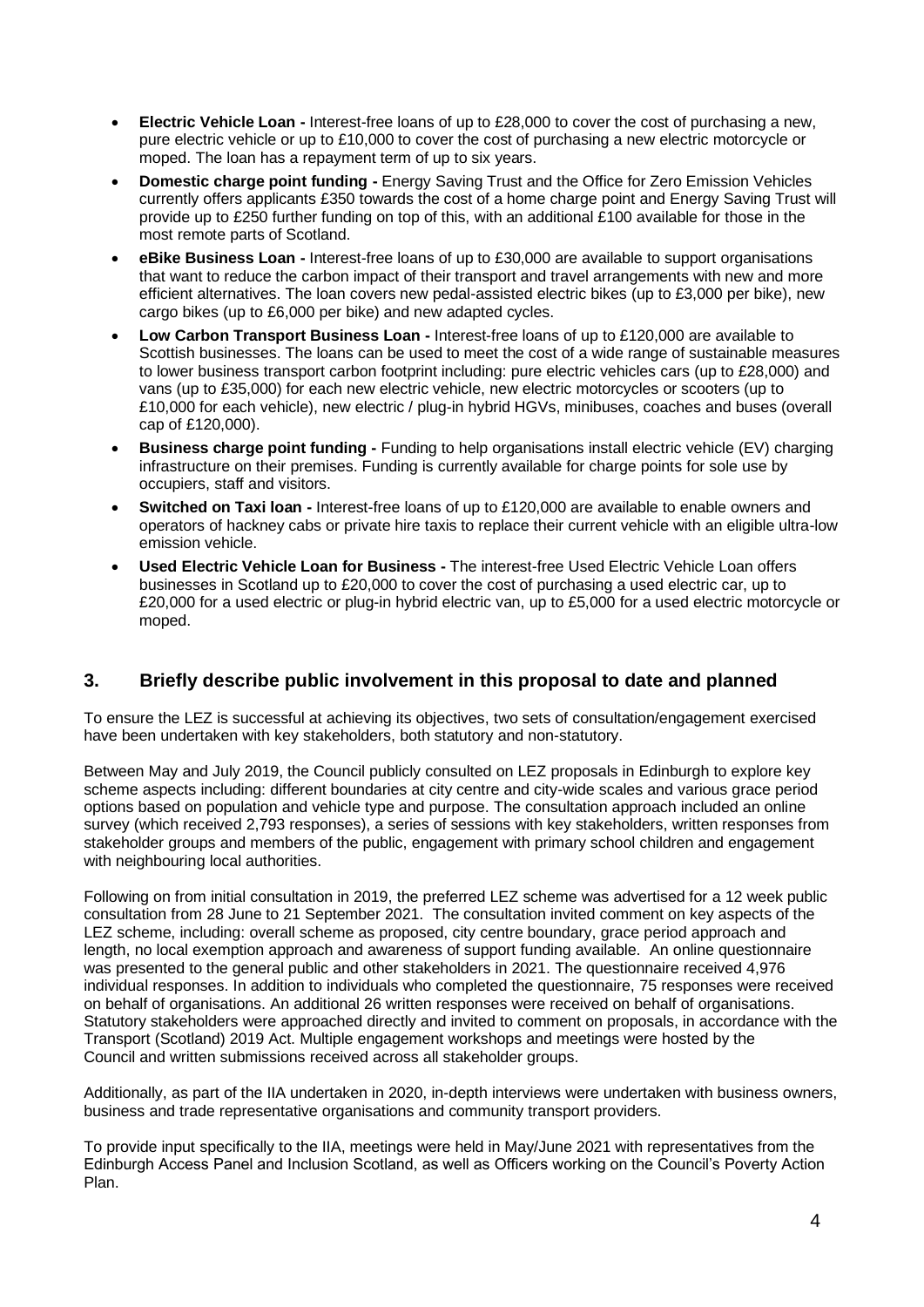- **Electric Vehicle Loan -** Interest-free loans of up to £28,000 to cover the cost of purchasing a new, pure electric vehicle or up to £10,000 to cover the cost of purchasing a new electric motorcycle or moped. The loan has a repayment term of up to six years.
- **Domestic charge point funding -** Energy Saving Trust and the Office for Zero Emission Vehicles currently offers applicants £350 towards the cost of a home charge point and Energy Saving Trust will provide up to £250 further funding on top of this, with an additional £100 available for those in the most remote parts of Scotland.
- **eBike Business Loan -** Interest-free loans of up to £30,000 are available to support organisations that want to reduce the carbon impact of their transport and travel arrangements with new and more efficient alternatives. The loan covers new pedal-assisted electric bikes (up to £3,000 per bike), new cargo bikes (up to £6,000 per bike) and new adapted cycles.
- **Low Carbon Transport Business Loan -** Interest-free loans of up to £120,000 are available to Scottish businesses. The loans can be used to meet the cost of a wide range of sustainable measures to lower business transport carbon footprint including: pure electric vehicles cars (up to £28,000) and vans (up to £35,000) for each new electric vehicle, new electric motorcycles or scooters (up to £10,000 for each vehicle), new electric / plug-in hybrid HGVs, minibuses, coaches and buses (overall cap of £120,000).
- **Business charge point funding -** Funding to help organisations install electric vehicle (EV) charging infrastructure on their premises. Funding is currently available for charge points for sole use by occupiers, staff and visitors.
- **Switched on Taxi loan -** Interest-free loans of up to £120,000 are available to enable owners and operators of hackney cabs or private hire taxis to replace their current vehicle with an eligible ultra-low emission vehicle.
- **Used Electric Vehicle Loan for Business -** The interest-free Used Electric Vehicle Loan offers businesses in Scotland up to £20,000 to cover the cost of purchasing a used electric car, up to £20,000 for a used electric or plug-in hybrid electric van, up to £5,000 for a used electric motorcycle or moped.

## 3. Briefly describe public involvement in this proposal to date and planned

To ensure the LEZ is successful at achieving its objectives, two sets of consultation/engagement exercised have been undertaken with key stakeholders, both statutory and non-statutory.

Between May and July 2019, the Council publicly consulted on LEZ proposals in Edinburgh to explore key scheme aspects including: different boundaries at city centre and city-wide scales and various grace period options based on population and vehicle type and purpose. The consultation approach included an online survey (which received 2,793 responses), a series of sessions with key stakeholders, written responses from stakeholder groups and members of the public, engagement with primary school children and engagement with neighbouring local authorities.

Following on from initial consultation in 2019, the preferred LEZ scheme was advertised for a 12 week public consultation from 28 June to 21 September 2021. The consultation invited comment on key aspects of the LEZ scheme, including: overall scheme as proposed, city centre boundary, grace period approach and length, no local exemption approach and awareness of support funding available. An online questionnaire was presented to the general public and other stakeholders in 2021. The questionnaire received 4,976 individual responses. In addition to individuals who completed the questionnaire, 75 responses were received on behalf of organisations. An additional 26 written responses were received on behalf of organisations. Statutory stakeholders were approached directly and invited to comment on proposals, in accordance with the Transport (Scotland) 2019 Act. Multiple engagement workshops and meetings were hosted by the Council and written submissions received across all stakeholder groups.

Additionally, as part of the IIA undertaken in 2020, in-depth interviews were undertaken with business owners, business and trade representative organisations and community transport providers.

To provide input specifically to the IIA, meetings were held in May/June 2021 with representatives from the Edinburgh Access Panel and Inclusion Scotland, as well as Officers working on the Council's Poverty Action Plan.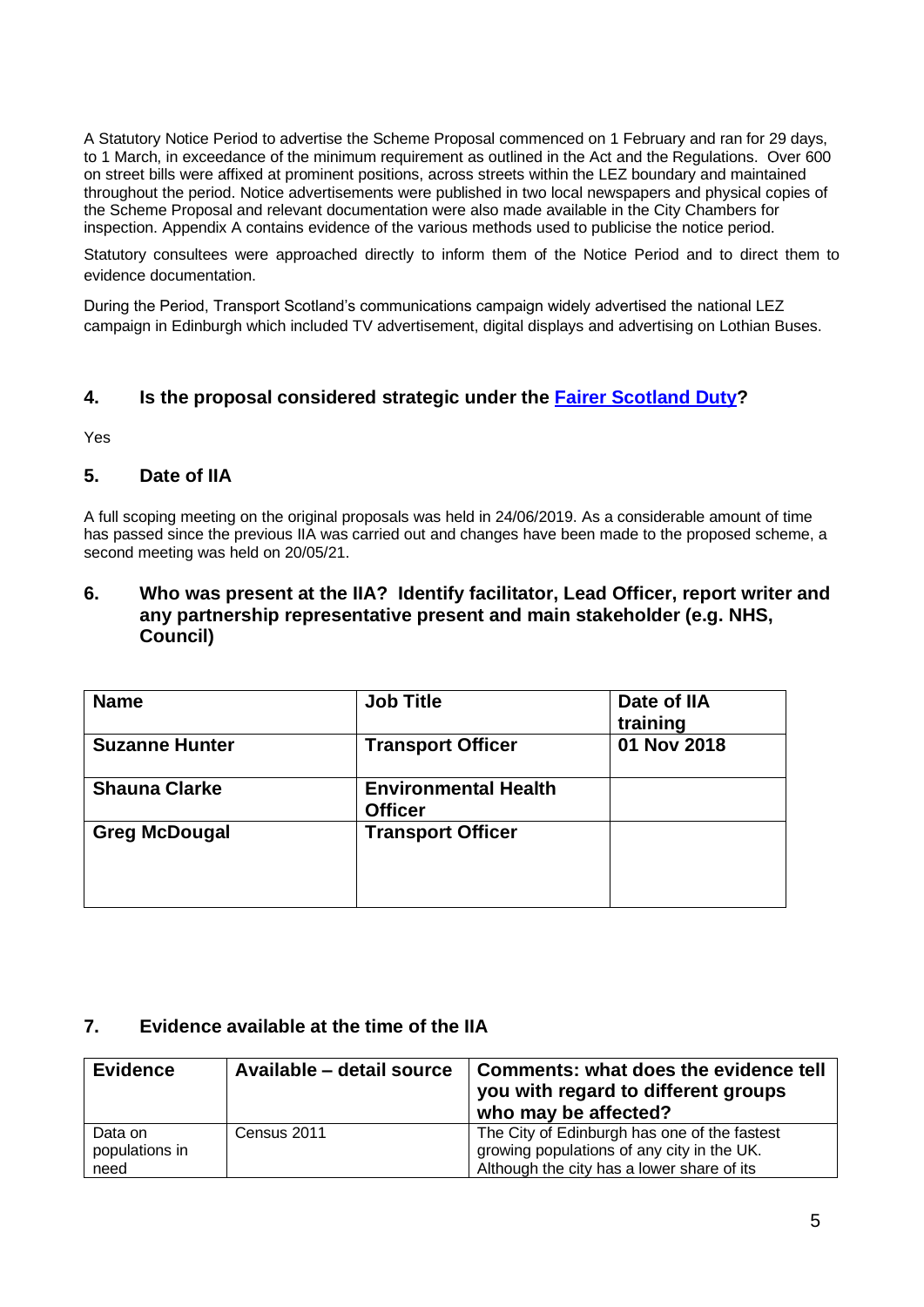A Statutory Notice Period to advertise the Scheme Proposal commenced on 1 February and ran for 29 days, to 1 March, in exceedance of the minimum requirement as outlined in the Act and the Regulations. Over 600 on street bills were affixed at prominent positions, across streets within the LEZ boundary and maintained throughout the period. Notice advertisements were published in two local newspapers and physical copies of the Scheme Proposal and relevant documentation were also made available in the City Chambers for inspection. Appendix A contains evidence of the various methods used to publicise the notice period.

Statutory consultees were approached directly to inform them of the Notice Period and to direct them to evidence documentation.

During the Period, Transport Scotland's communications campaign widely advertised the national LEZ campaign in Edinburgh which included TV advertisement, digital displays and advertising on Lothian Buses.

## 4. Is the proposal considered strategic under the Fairer Scotland Duty?

Yes

## 5. Date of IIA

A full scoping meeting on the original proposals was held in 24/06/2019. As a considerable amount of time has passed since the previous IIA was carried out and changes have been made to the proposed scheme, a second meeting was held on 20/05/21.

## 6. Who was present at the IIA? Identify facilitator, Lead Officer, report writer and any partnership representative present and main stakeholder (e.g. NHS, Council)

| Name | Job Title | Date of IIA training |
|---|---|---|
| **Suzanne Hunter** | **Transport Officer** | **01 Nov 2018** |
| **Shauna Clarke** | **Environmental Health Officer** | |
| **Greg McDougal** | **Transport Officer** | |

## 7. Evidence available at the time of the IIA

| Evidence | Available – detail source | Comments: what does the evidence tell you with regard to different groups who may be affected? |
|---|---|---|
| Data on populations in need | Census 2011 | The City of Edinburgh has one of the fastest growing populations of any city in the UK. Although the city has a lower share of its |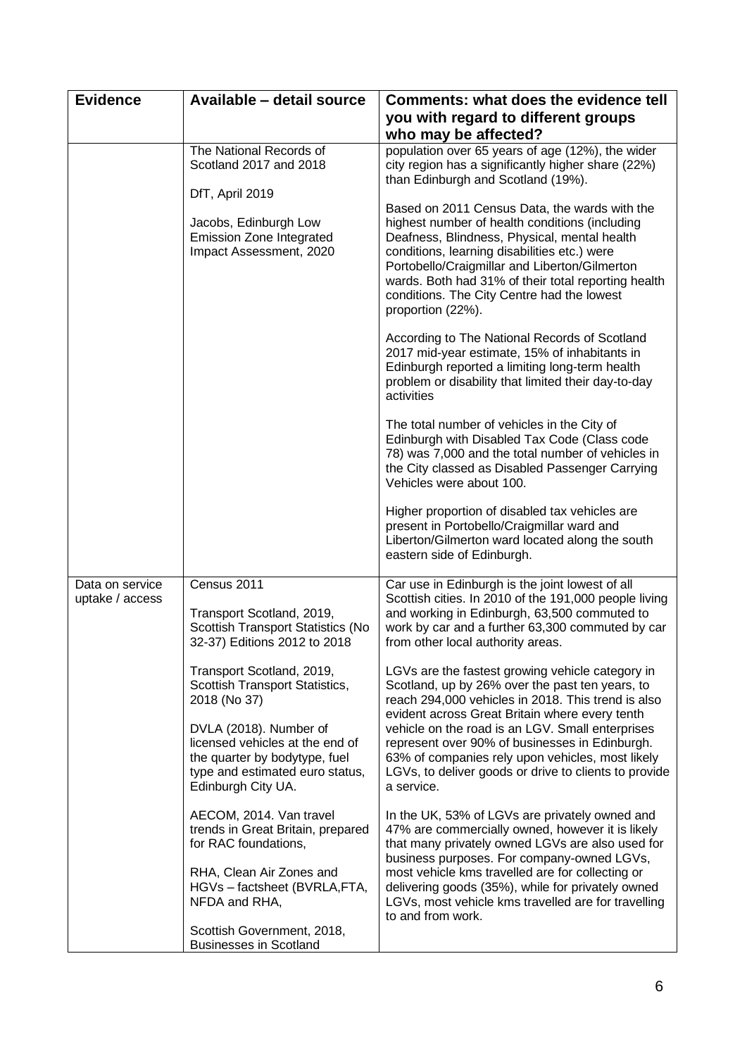| Evidence | Available – detail source | Comments: what does the evidence tell you with regard to different groups who may be affected? |
| --- | --- | --- |
| | The National Records of Scotland 2017 and 2018<br><br>DfT, April 2019<br><br>Jacobs, Edinburgh Low Emission Zone Integrated Impact Assessment, 2020 | population over 65 years of age (12%), the wider city region has a significantly higher share (22%) than Edinburgh and Scotland (19%).<br><br>Based on 2011 Census Data, the wards with the highest number of health conditions (including Deafness, Blindness, Physical, mental health conditions, learning disabilities etc.) were Portobello/Craigmillar and Liberton/Gilmerton wards. Both had 31% of their total reporting health conditions. The City Centre had the lowest proportion (22%).<br><br>According to The National Records of Scotland 2017 mid-year estimate, 15% of inhabitants in Edinburgh reported a limiting long-term health problem or disability that limited their day-to-day activities<br><br>The total number of vehicles in the City of Edinburgh with Disabled Tax Code (Class code 78) was 7,000 and the total number of vehicles in the City classed as Disabled Passenger Carrying Vehicles were about 100.<br><br>Higher proportion of disabled tax vehicles are present in Portobello/Craigmillar ward and Liberton/Gilmerton ward located along the south eastern side of Edinburgh. |
| Data on service uptake / access | Census 2011<br><br>Transport Scotland, 2019, Scottish Transport Statistics (No 32-37) Editions 2012 to 2018<br><br>Transport Scotland, 2019, Scottish Transport Statistics, 2018 (No 37)<br><br>DVLA (2018). Number of licensed vehicles at the end of the quarter by bodytype, fuel type and estimated euro status, Edinburgh City UA.<br><br>AECOM, 2014. Van travel trends in Great Britain, prepared for RAC foundations,<br><br>RHA, Clean Air Zones and HGVs – factsheet (BVRLA,FTA, NFDA and RHA,<br><br>Scottish Government, 2018, Businesses in Scotland | Car use in Edinburgh is the joint lowest of all Scottish cities. In 2010 of the 191,000 people living and working in Edinburgh, 63,500 commuted to work by car and a further 63,300 commuted by car from other local authority areas.<br><br>LGVs are the fastest growing vehicle category in Scotland, up by 26% over the past ten years, to reach 294,000 vehicles in 2018. This trend is also evident across Great Britain where every tenth vehicle on the road is an LGV. Small enterprises represent over 90% of businesses in Edinburgh. 63% of companies rely upon vehicles, most likely LGVs, to deliver goods or drive to clients to provide a service.<br><br>In the UK, 53% of LGVs are privately owned and 47% are commercially owned, however it is likely that many privately owned LGVs are also used for business purposes. For company-owned LGVs, most vehicle kms travelled are for collecting or delivering goods (35%), while for privately owned LGVs, most vehicle kms travelled are for travelling to and from work. |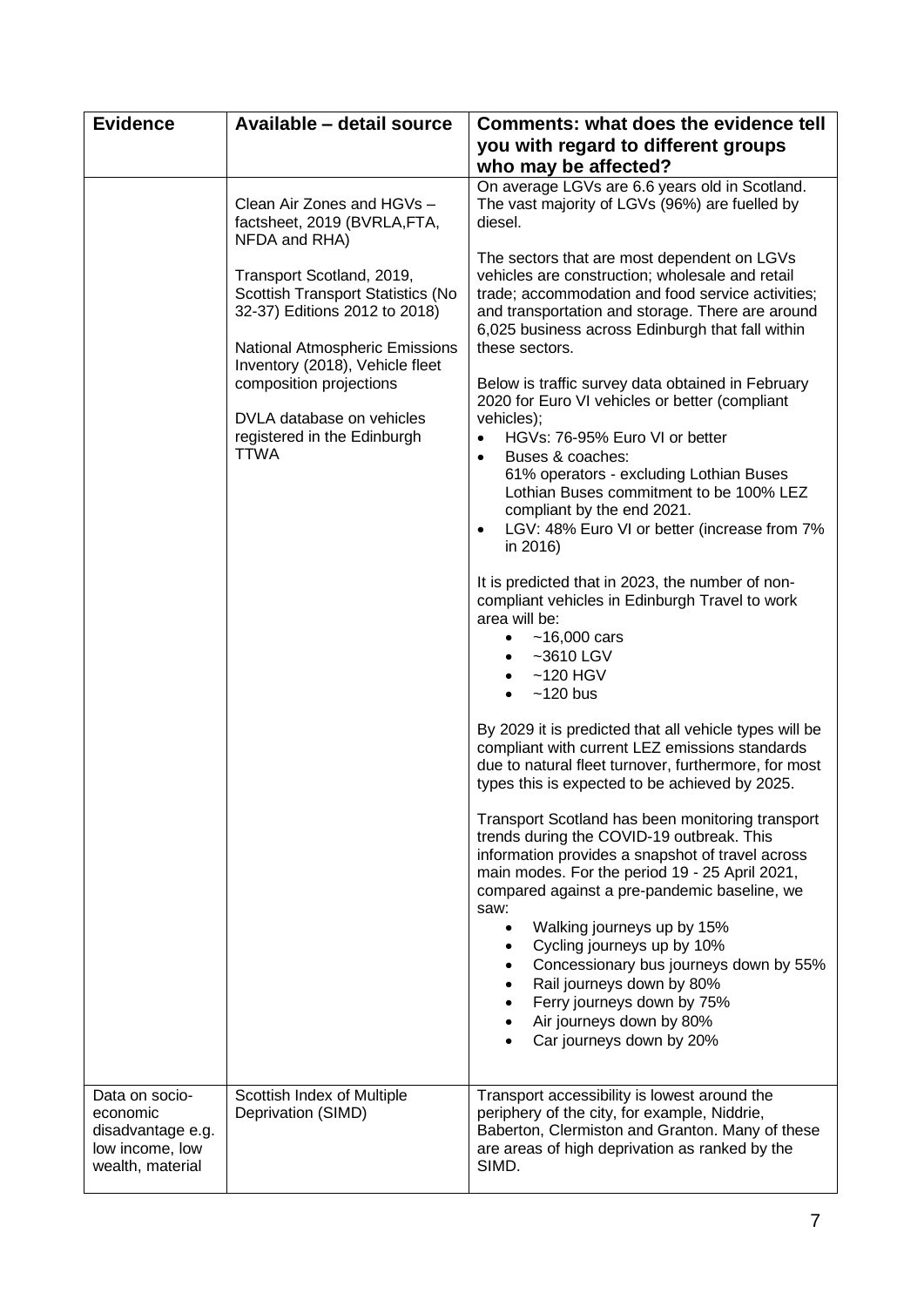| Evidence | Available – detail source | Comments: what does the evidence tell you with regard to different groups who may be affected? |
|---|---|---|
| | Clean Air Zones and HGVs – factsheet, 2019 (BVRLA,FTA, NFDA and RHA)<br><br>Transport Scotland, 2019, Scottish Transport Statistics (No 32-37) Editions 2012 to 2018)<br><br>National Atmospheric Emissions Inventory (2018), Vehicle fleet composition projections<br><br>DVLA database on vehicles registered in the Edinburgh TTWA | On average LGVs are 6.6 years old in Scotland. The vast majority of LGVs (96%) are fuelled by diesel.<br><br>The sectors that are most dependent on LGVs vehicles are construction; wholesale and retail trade; accommodation and food service activities; and transportation and storage. There are around 6,025 business across Edinburgh that fall within these sectors.<br><br>Below is traffic survey data obtained in February 2020 for Euro VI vehicles or better (compliant vehicles);<br>• HGVs: 76-95% Euro VI or better<br>• Buses & coaches:<br>61% operators - excluding Lothian Buses<br>Lothian Buses commitment to be 100% LEZ compliant by the end 2021.<br>• LGV: 48% Euro VI or better (increase from 7% in 2016)<br><br>It is predicted that in 2023, the number of non-compliant vehicles in Edinburgh Travel to work area will be:<br>• ~16,000 cars<br>• ~3610 LGV<br>• ~120 HGV<br>• ~120 bus<br><br>By 2029 it is predicted that all vehicle types will be compliant with current LEZ emissions standards due to natural fleet turnover, furthermore, for most types this is expected to be achieved by 2025.<br><br>Transport Scotland has been monitoring transport trends during the COVID-19 outbreak. This information provides a snapshot of travel across main modes. For the period 19 - 25 April 2021, compared against a pre-pandemic baseline, we saw:<br>• Walking journeys up by 15%<br>• Cycling journeys up by 10%<br>• Concessionary bus journeys down by 55%<br>• Rail journeys down by 80%<br>• Ferry journeys down by 75%<br>• Air journeys down by 80%<br>• Car journeys down by 20% |
| Data on socio-economic disadvantage e.g. low income, low wealth, material | Scottish Index of Multiple Deprivation (SIMD) | Transport accessibility is lowest around the periphery of the city, for example, Niddrie, Baberton, Clermiston and Granton. Many of these are areas of high deprivation as ranked by the SIMD. |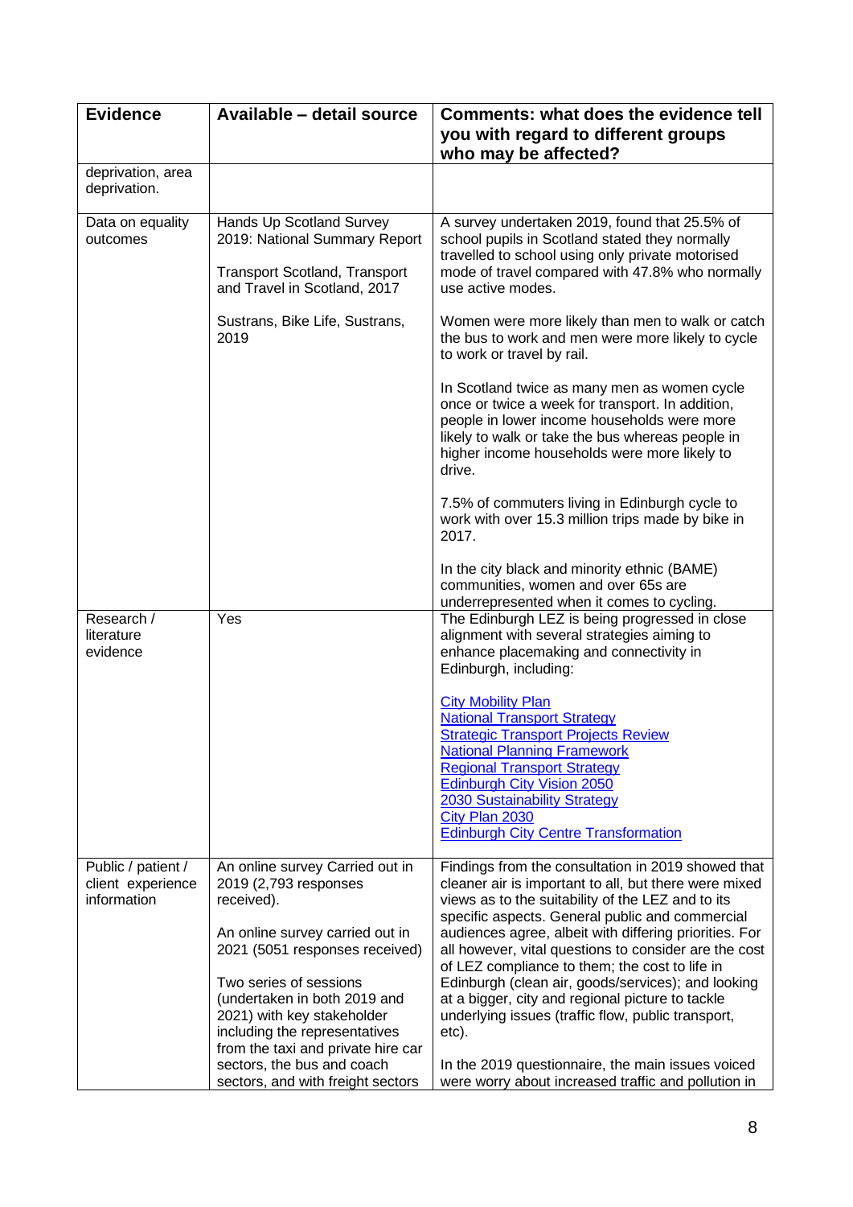| Evidence | Available – detail source | Comments: what does the evidence tell you with regard to different groups who may be affected? |
|---|---|---|
| deprivation, area deprivation. | | |
| Data on equality outcomes | Hands Up Scotland Survey 2019: National Summary Report<br><br>Transport Scotland, Transport and Travel in Scotland, 2017<br><br>Sustrans, Bike Life, Sustrans, 2019 | A survey undertaken 2019, found that 25.5% of school pupils in Scotland stated they normally travelled to school using only private motorised mode of travel compared with 47.8% who normally use active modes.<br><br>Women were more likely than men to walk or catch the bus to work and men were more likely to cycle to work or travel by rail.<br><br>In Scotland twice as many men as women cycle once or twice a week for transport. In addition, people in lower income households were more likely to walk or take the bus whereas people in higher income households were more likely to drive.<br><br>7.5% of commuters living in Edinburgh cycle to work with over 15.3 million trips made by bike in 2017.<br><br>In the city black and minority ethnic (BAME) communities, women and over 65s are underrepresented when it comes to cycling. |
| Research / literature evidence | Yes | The Edinburgh LEZ is being progressed in close alignment with several strategies aiming to enhance placemaking and connectivity in Edinburgh, including:<br><br>City Mobility Plan<br>National Transport Strategy<br>Strategic Transport Projects Review<br>National Planning Framework<br>Regional Transport Strategy<br>Edinburgh City Vision 2050<br>2030 Sustainability Strategy<br>City Plan 2030<br>Edinburgh City Centre Transformation |
| Public / patient / client experience information | An online survey Carried out in 2019 (2,793 responses received).<br><br>An online survey carried out in 2021 (5051 responses received)<br><br>Two series of sessions (undertaken in both 2019 and 2021) with key stakeholder including the representatives from the taxi and private hire car sectors, the bus and coach sectors, and with freight sectors | Findings from the consultation in 2019 showed that cleaner air is important to all, but there were mixed views as to the suitability of the LEZ and to its specific aspects. General public and commercial audiences agree, albeit with differing priorities. For all however, vital questions to consider are the cost of LEZ compliance to them; the cost to life in Edinburgh (clean air, goods/services); and looking at a bigger, city and regional picture to tackle underlying issues (traffic flow, public transport, etc).<br><br>In the 2019 questionnaire, the main issues voiced were worry about increased traffic and pollution in |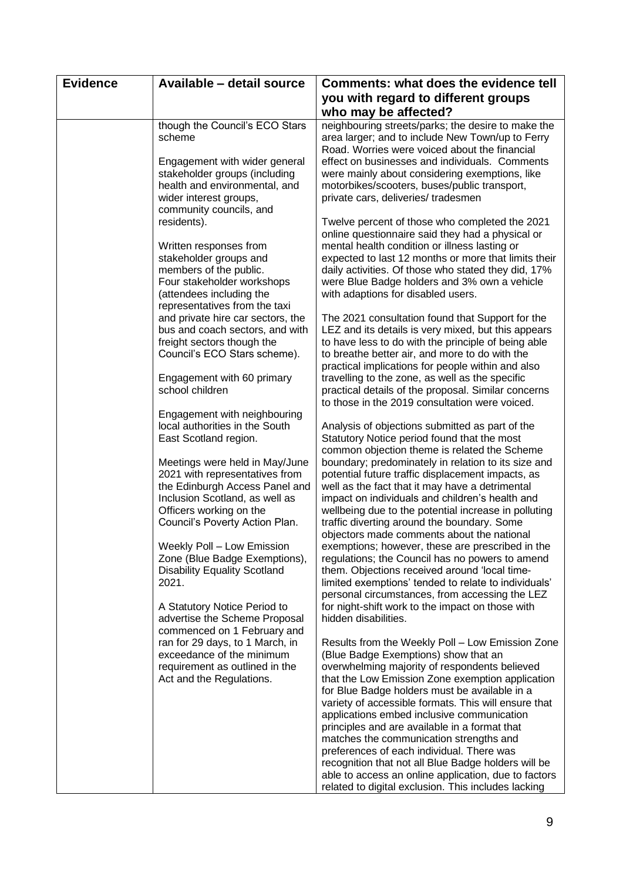| Evidence | Available – detail source | Comments: what does the evidence tell you with regard to different groups who may be affected? |
|---|---|---|
| | though the Council's ECO Stars scheme<br><br>Engagement with wider general stakeholder groups (including health and environmental, and wider interest groups, community councils, and residents).<br><br>Written responses from stakeholder groups and members of the public.<br>Four stakeholder workshops (attendees including the representatives from the taxi and private hire car sectors, the bus and coach sectors, and with freight sectors though the Council's ECO Stars scheme).<br><br>Engagement with 60 primary school children<br><br>Engagement with neighbouring local authorities in the South East Scotland region.<br><br>Meetings were held in May/June 2021 with representatives from the Edinburgh Access Panel and Inclusion Scotland, as well as Officers working on the Council's Poverty Action Plan.<br><br>Weekly Poll – Low Emission Zone (Blue Badge Exemptions), Disability Equality Scotland 2021.<br><br>A Statutory Notice Period to advertise the Scheme Proposal commenced on 1 February and ran for 29 days, to 1 March, in exceedance of the minimum requirement as outlined in the Act and the Regulations. | neighbouring streets/parks; the desire to make the area larger; and to include New Town/up to Ferry Road. Worries were voiced about the financial effect on businesses and individuals. Comments were mainly about considering exemptions, like motorbikes/scooters, buses/public transport, private cars, deliveries/ tradesmen<br><br>Twelve percent of those who completed the 2021 online questionnaire said they had a physical or mental health condition or illness lasting or expected to last 12 months or more that limits their daily activities. Of those who stated they did, 17% were Blue Badge holders and 3% own a vehicle with adaptions for disabled users.<br><br>The 2021 consultation found that Support for the LEZ and its details is very mixed, but this appears to have less to do with the principle of being able to breathe better air, and more to do with the practical implications for people within and also travelling to the zone, as well as the specific practical details of the proposal. Similar concerns to those in the 2019 consultation were voiced.<br><br>Analysis of objections submitted as part of the Statutory Notice period found that the most common objection theme is related the Scheme boundary; predominately in relation to its size and potential future traffic displacement impacts, as well as the fact that it may have a detrimental impact on individuals and children's health and wellbeing due to the potential increase in polluting traffic diverting around the boundary. Some objectors made comments about the national exemptions; however, these are prescribed in the regulations; the Council has no powers to amend them. Objections received around 'local time-limited exemptions' tended to relate to individuals' personal circumstances, from accessing the LEZ for night-shift work to the impact on those with hidden disabilities.<br><br>Results from the Weekly Poll – Low Emission Zone (Blue Badge Exemptions) show that an overwhelming majority of respondents believed that the Low Emission Zone exemption application for Blue Badge holders must be available in a variety of accessible formats. This will ensure that applications embed inclusive communication principles and are available in a format that matches the communication strengths and preferences of each individual. There was recognition that not all Blue Badge holders will be able to access an online application, due to factors related to digital exclusion. This includes lacking |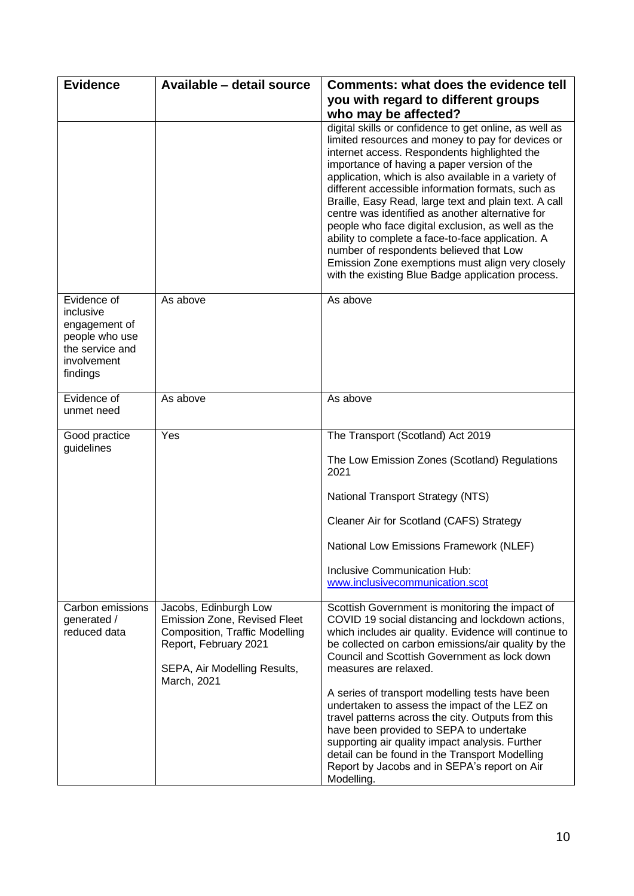| Evidence | Available – detail source | Comments: what does the evidence tell you with regard to different groups who may be affected? |
|---|---|---|
| | | digital skills or confidence to get online, as well as limited resources and money to pay for devices or internet access. Respondents highlighted the importance of having a paper version of the application, which is also available in a variety of different accessible information formats, such as Braille, Easy Read, large text and plain text. A call centre was identified as another alternative for people who face digital exclusion, as well as the ability to complete a face-to-face application. A number of respondents believed that Low Emission Zone exemptions must align very closely with the existing Blue Badge application process. |
| Evidence of inclusive engagement of people who use the service and involvement findings | As above | As above |
| Evidence of unmet need | As above | As above |
| Good practice guidelines | Yes | The Transport (Scotland) Act 2019<br><br>The Low Emission Zones (Scotland) Regulations 2021<br><br>National Transport Strategy (NTS)<br><br>Cleaner Air for Scotland (CAFS) Strategy<br><br>National Low Emissions Framework (NLEF)<br><br>Inclusive Communication Hub: www.inclusivecommunication.scot |
| Carbon emissions generated / reduced data | Jacobs, Edinburgh Low Emission Zone, Revised Fleet Composition, Traffic Modelling Report, February 2021<br><br>SEPA, Air Modelling Results, March, 2021 | Scottish Government is monitoring the impact of COVID 19 social distancing and lockdown actions, which includes air quality. Evidence will continue to be collected on carbon emissions/air quality by the Council and Scottish Government as lock down measures are relaxed.<br><br>A series of transport modelling tests have been undertaken to assess the impact of the LEZ on travel patterns across the city. Outputs from this have been provided to SEPA to undertake supporting air quality impact analysis. Further detail can be found in the Transport Modelling Report by Jacobs and in SEPA's report on Air Modelling. |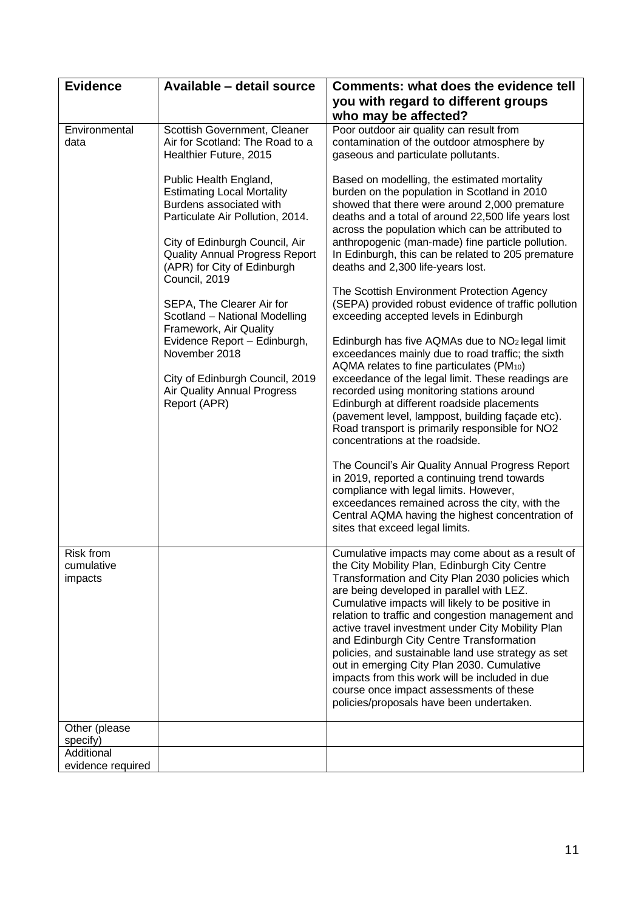| Evidence | Available – detail source | Comments: what does the evidence tell you with regard to different groups who may be affected? |
|---|---|---|
| Environmental data | Scottish Government, Cleaner Air for Scotland: The Road to a Healthier Future, 2015<br><br>Public Health England, Estimating Local Mortality Burdens associated with Particulate Air Pollution, 2014.<br><br>City of Edinburgh Council, Air Quality Annual Progress Report (APR) for City of Edinburgh Council, 2019<br><br>SEPA, The Clearer Air for Scotland – National Modelling Framework, Air Quality Evidence Report – Edinburgh, November 2018<br><br>City of Edinburgh Council, 2019 Air Quality Annual Progress Report (APR) | Poor outdoor air quality can result from contamination of the outdoor atmosphere by gaseous and particulate pollutants.<br><br>Based on modelling, the estimated mortality burden on the population in Scotland in 2010 showed that there were around 2,000 premature deaths and a total of around 22,500 life years lost across the population which can be attributed to anthropogenic (man-made) fine particle pollution. In Edinburgh, this can be related to 205 premature deaths and 2,300 life-years lost.<br><br>The Scottish Environment Protection Agency (SEPA) provided robust evidence of traffic pollution exceeding accepted levels in Edinburgh<br><br>Edinburgh has five AQMAs due to $NO_2$ legal limit exceedances mainly due to road traffic; the sixth AQMA relates to fine particulates ($PM_{10}$) exceedance of the legal limit. These readings are recorded using monitoring stations around Edinburgh at different roadside placements (pavement level, lamppost, building façade etc). Road transport is primarily responsible for NO2 concentrations at the roadside.<br><br>The Council's Air Quality Annual Progress Report in 2019, reported a continuing trend towards compliance with legal limits. However, exceedances remained across the city, with the Central AQMA having the highest concentration of sites that exceed legal limits. |
| Risk from cumulative impacts | | Cumulative impacts may come about as a result of the City Mobility Plan, Edinburgh City Centre Transformation and City Plan 2030 policies which are being developed in parallel with LEZ. Cumulative impacts will likely to be positive in relation to traffic and congestion management and active travel investment under City Mobility Plan and Edinburgh City Centre Transformation policies, and sustainable land use strategy as set out in emerging City Plan 2030. Cumulative impacts from this work will be included in due course once impact assessments of these policies/proposals have been undertaken. |
| Other (please specify) | | |
| Additional evidence required | | |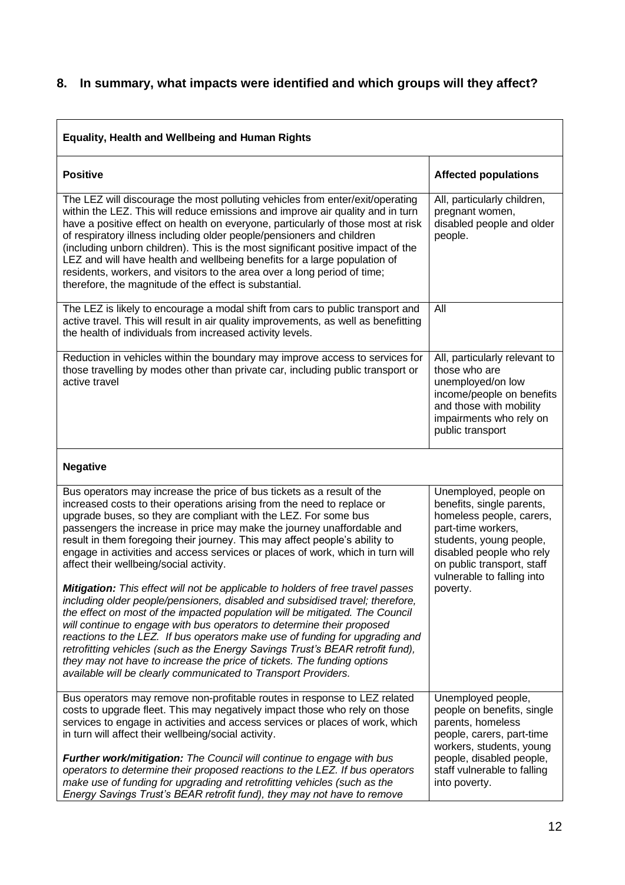## 8. In summary, what impacts were identified and which groups will they affect?

| Equality, Health and Wellbeing and Human Rights | |
|---|---|
| **Positive** | **Affected populations** |
| The LEZ will discourage the most polluting vehicles from enter/exit/operating within the LEZ. This will reduce emissions and improve air quality and in turn have a positive effect on health on everyone, particularly of those most at risk of respiratory illness including older people/pensioners and children (including unborn children). This is the most significant positive impact of the LEZ and will have health and wellbeing benefits for a large population of residents, workers, and visitors to the area over a long period of time; therefore, the magnitude of the effect is substantial. | All, particularly children, pregnant women, disabled people and older people. |
| The LEZ is likely to encourage a modal shift from cars to public transport and active travel. This will result in air quality improvements, as well as benefitting the health of individuals from increased activity levels. | All |
| Reduction in vehicles within the boundary may improve access to services for those travelling by modes other than private car, including public transport or active travel | All, particularly relevant to those who are unemployed/on low income/people on benefits and those with mobility impairments who rely on public transport |
| **Negative** | |
| Bus operators may increase the price of bus tickets as a result of the increased costs to their operations arising from the need to replace or upgrade buses, so they are compliant with the LEZ. For some bus passengers the increase in price may make the journey unaffordable and result in them foregoing their journey. This may affect people's ability to engage in activities and access services or places of work, which in turn will affect their wellbeing/social activity.<br><br>***Mitigation:*** *This effect will not be applicable to holders of free travel passes including older people/pensioners, disabled and subsidised travel; therefore, the effect on most of the impacted population will be mitigated. The Council will continue to engage with bus operators to determine their proposed reactions to the LEZ. If bus operators make use of funding for upgrading and retrofitting vehicles (such as the Energy Savings Trust's BEAR retrofit fund), they may not have to increase the price of tickets. The funding options available will be clearly communicated to Transport Providers.* | Unemployed, people on benefits, single parents, homeless people, carers, part-time workers, students, young people, disabled people who rely on public transport, staff vulnerable to falling into poverty. |
| Bus operators may remove non-profitable routes in response to LEZ related costs to upgrade fleet. This may negatively impact those who rely on those services to engage in activities and access services or places of work, which in turn will affect their wellbeing/social activity.<br><br>***Further work/mitigation:*** *The Council will continue to engage with bus operators to determine their proposed reactions to the LEZ. If bus operators make use of funding for upgrading and retrofitting vehicles (such as the Energy Savings Trust's BEAR retrofit fund), they may not have to remove* | Unemployed people, people on benefits, single parents, homeless people, carers, part-time workers, students, young people, disabled people, staff vulnerable to falling into poverty. |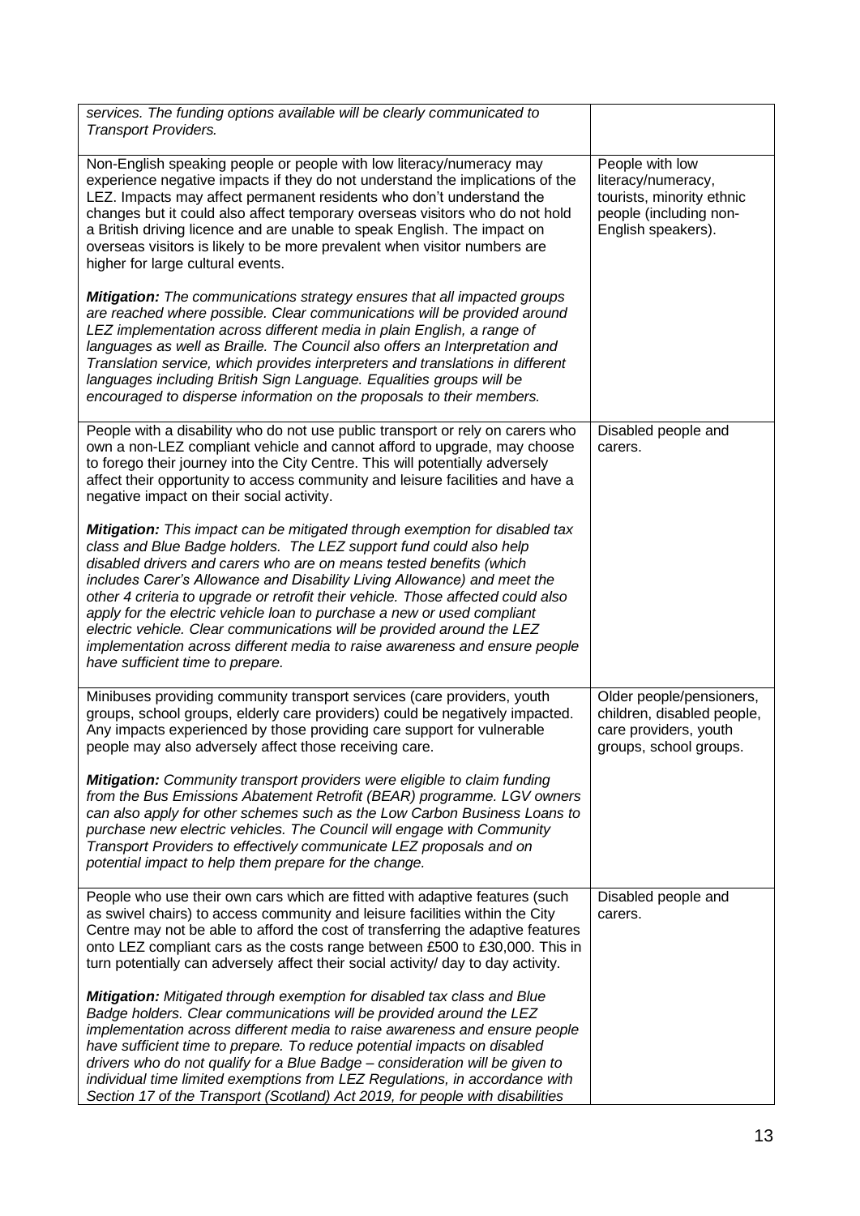| | |
|---|---|
| *services. The funding options available will be clearly communicated to Transport Providers.* | |
| Non-English speaking people or people with low literacy/numeracy may experience negative impacts if they do not understand the implications of the LEZ. Impacts may affect permanent residents who don't understand the changes but it could also affect temporary overseas visitors who do not hold a British driving licence and are unable to speak English. The impact on overseas visitors is likely to be more prevalent when visitor numbers are higher for large cultural events.<br><br>***Mitigation:*** *The communications strategy ensures that all impacted groups are reached where possible. Clear communications will be provided around LEZ implementation across different media in plain English, a range of languages as well as Braille. The Council also offers an Interpretation and Translation service, which provides interpreters and translations in different languages including British Sign Language. Equalities groups will be encouraged to disperse information on the proposals to their members.* | People with low literacy/numeracy, tourists, minority ethnic people (including non-English speakers). |
| People with a disability who do not use public transport or rely on carers who own a non-LEZ compliant vehicle and cannot afford to upgrade, may choose to forego their journey into the City Centre. This will potentially adversely affect their opportunity to access community and leisure facilities and have a negative impact on their social activity.<br><br>***Mitigation:*** *This impact can be mitigated through exemption for disabled tax class and Blue Badge holders. The LEZ support fund could also help disabled drivers and carers who are on means tested benefits (which includes Carer's Allowance and Disability Living Allowance) and meet the other 4 criteria to upgrade or retrofit their vehicle. Those affected could also apply for the electric vehicle loan to purchase a new or used compliant electric vehicle. Clear communications will be provided around the LEZ implementation across different media to raise awareness and ensure people have sufficient time to prepare.* | Disabled people and carers. |
| Minibuses providing community transport services (care providers, youth groups, school groups, elderly care providers) could be negatively impacted. Any impacts experienced by those providing care support for vulnerable people may also adversely affect those receiving care.<br><br>***Mitigation:*** *Community transport providers were eligible to claim funding from the Bus Emissions Abatement Retrofit (BEAR) programme. LGV owners can also apply for other schemes such as the Low Carbon Business Loans to purchase new electric vehicles. The Council will engage with Community Transport Providers to effectively communicate LEZ proposals and on potential impact to help them prepare for the change.* | Older people/pensioners, children, disabled people, care providers, youth groups, school groups. |
| People who use their own cars which are fitted with adaptive features (such as swivel chairs) to access community and leisure facilities within the City Centre may not be able to afford the cost of transferring the adaptive features onto LEZ compliant cars as the costs range between £500 to £30,000. This in turn potentially can adversely affect their social activity/ day to day activity.<br><br>***Mitigation:*** *Mitigated through exemption for disabled tax class and Blue Badge holders. Clear communications will be provided around the LEZ implementation across different media to raise awareness and ensure people have sufficient time to prepare. To reduce potential impacts on disabled drivers who do not qualify for a Blue Badge – consideration will be given to individual time limited exemptions from LEZ Regulations, in accordance with Section 17 of the Transport (Scotland) Act 2019, for people with disabilities* | Disabled people and carers. |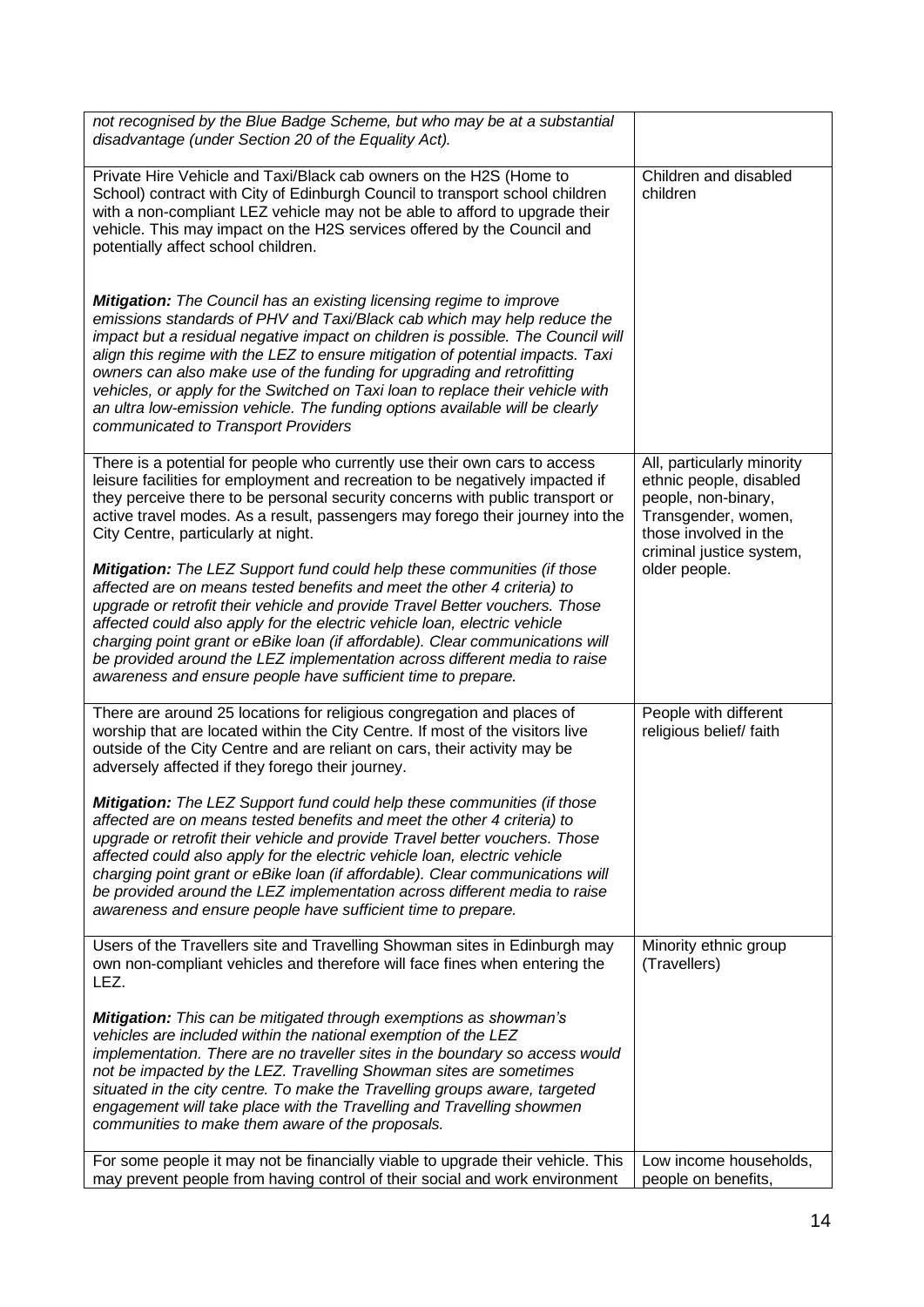| | |
|---|---|
| *not recognised by the Blue Badge Scheme, but who may be at a substantial disadvantage (under Section 20 of the Equality Act).* | |
| Private Hire Vehicle and Taxi/Black cab owners on the H2S (Home to School) contract with City of Edinburgh Council to transport school children with a non-compliant LEZ vehicle may not be able to afford to upgrade their vehicle. This may impact on the H2S services offered by the Council and potentially affect school children.<br><br>***Mitigation:*** *The Council has an existing licensing regime to improve emissions standards of PHV and Taxi/Black cab which may help reduce the impact but a residual negative impact on children is possible. The Council will align this regime with the LEZ to ensure mitigation of potential impacts. Taxi owners can also make use of the funding for upgrading and retrofitting vehicles, or apply for the Switched on Taxi loan to replace their vehicle with an ultra low-emission vehicle. The funding options available will be clearly communicated to Transport Providers* | Children and disabled children |
| There is a potential for people who currently use their own cars to access leisure facilities for employment and recreation to be negatively impacted if they perceive there to be personal security concerns with public transport or active travel modes. As a result, passengers may forego their journey into the City Centre, particularly at night.<br><br>***Mitigation:*** *The LEZ Support fund could help these communities (if those affected are on means tested benefits and meet the other 4 criteria) to upgrade or retrofit their vehicle and provide Travel Better vouchers. Those affected could also apply for the electric vehicle loan, electric vehicle charging point grant or eBike loan (if affordable). Clear communications will be provided around the LEZ implementation across different media to raise awareness and ensure people have sufficient time to prepare.* | All, particularly minority ethnic people, disabled people, non-binary, Transgender, women, those involved in the criminal justice system, older people. |
| There are around 25 locations for religious congregation and places of worship that are located within the City Centre. If most of the visitors live outside of the City Centre and are reliant on cars, their activity may be adversely affected if they forego their journey.<br><br>***Mitigation:*** *The LEZ Support fund could help these communities (if those affected are on means tested benefits and meet the other 4 criteria) to upgrade or retrofit their vehicle and provide Travel better vouchers. Those affected could also apply for the electric vehicle loan, electric vehicle charging point grant or eBike loan (if affordable). Clear communications will be provided around the LEZ implementation across different media to raise awareness and ensure people have sufficient time to prepare.* | People with different religious belief/ faith |
| Users of the Travellers site and Travelling Showman sites in Edinburgh may own non-compliant vehicles and therefore will face fines when entering the LEZ.<br><br>***Mitigation:*** *This can be mitigated through exemptions as showman's vehicles are included within the national exemption of the LEZ implementation. There are no traveller sites in the boundary so access would not be impacted by the LEZ. Travelling Showman sites are sometimes situated in the city centre. To make the Travelling groups aware, targeted engagement will take place with the Travelling and Travelling showmen communities to make them aware of the proposals.* | Minority ethnic group (Travellers) |
| For some people it may not be financially viable to upgrade their vehicle. This may prevent people from having control of their social and work environment | Low income households, people on benefits, |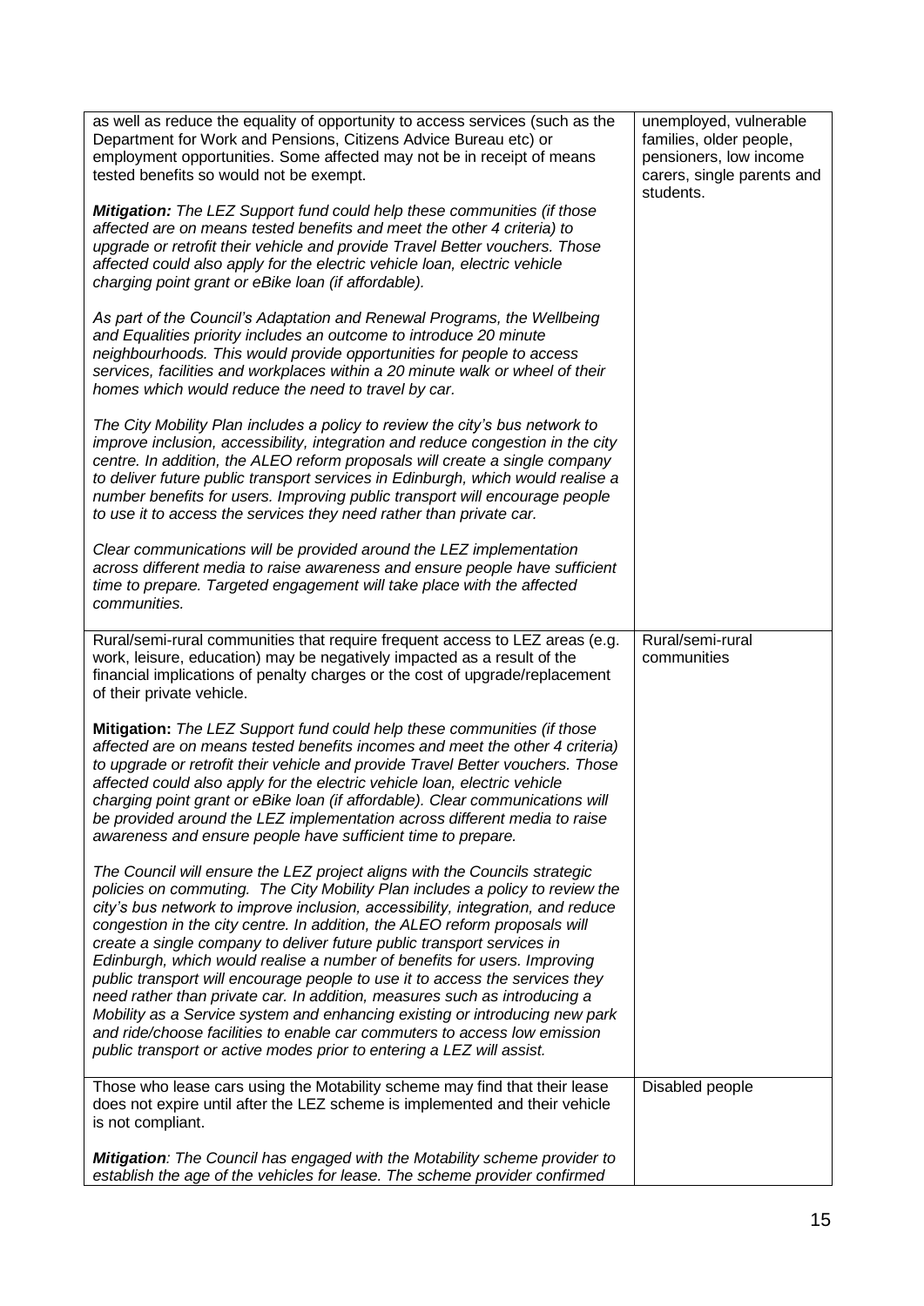| | |
|---|---|
| as well as reduce the equality of opportunity to access services (such as the Department for Work and Pensions, Citizens Advice Bureau etc) or employment opportunities. Some affected may not be in receipt of means tested benefits so would not be exempt.<br><br>***Mitigation:*** *The LEZ Support fund could help these communities (if those affected are on means tested benefits and meet the other 4 criteria) to upgrade or retrofit their vehicle and provide Travel Better vouchers. Those affected could also apply for the electric vehicle loan, electric vehicle charging point grant or eBike loan (if affordable).*<br><br>*As part of the Council's Adaptation and Renewal Programs, the Wellbeing and Equalities priority includes an outcome to introduce 20 minute neighbourhoods. This would provide opportunities for people to access services, facilities and workplaces within a 20 minute walk or wheel of their homes which would reduce the need to travel by car.*<br><br>*The City Mobility Plan includes a policy to review the city's bus network to improve inclusion, accessibility, integration and reduce congestion in the city centre. In addition, the ALEO reform proposals will create a single company to deliver future public transport services in Edinburgh, which would realise a number benefits for users. Improving public transport will encourage people to use it to access the services they need rather than private car.*<br><br>*Clear communications will be provided around the LEZ implementation across different media to raise awareness and ensure people have sufficient time to prepare. Targeted engagement will take place with the affected communities.* | unemployed, vulnerable families, older people, pensioners, low income carers, single parents and students. |
| Rural/semi-rural communities that require frequent access to LEZ areas (e.g. work, leisure, education) may be negatively impacted as a result of the financial implications of penalty charges or the cost of upgrade/replacement of their private vehicle.<br><br>**Mitigation:** *The LEZ Support fund could help these communities (if those affected are on means tested benefits incomes and meet the other 4 criteria) to upgrade or retrofit their vehicle and provide Travel Better vouchers. Those affected could also apply for the electric vehicle loan, electric vehicle charging point grant or eBike loan (if affordable). Clear communications will be provided around the LEZ implementation across different media to raise awareness and ensure people have sufficient time to prepare.*<br><br>*The Council will ensure the LEZ project aligns with the Councils strategic policies on commuting. The City Mobility Plan includes a policy to review the city's bus network to improve inclusion, accessibility, integration, and reduce congestion in the city centre. In addition, the ALEO reform proposals will create a single company to deliver future public transport services in Edinburgh, which would realise a number of benefits for users. Improving public transport will encourage people to use it to access the services they need rather than private car. In addition, measures such as introducing a Mobility as a Service system and enhancing existing or introducing new park and ride/choose facilities to enable car commuters to access low emission public transport or active modes prior to entering a LEZ will assist.* | Rural/semi-rural communities |
| Those who lease cars using the Motability scheme may find that their lease does not expire until after the LEZ scheme is implemented and their vehicle is not compliant.<br><br>***Mitigation****: The Council has engaged with the Motability scheme provider to establish the age of the vehicles for lease. The scheme provider confirmed* | Disabled people |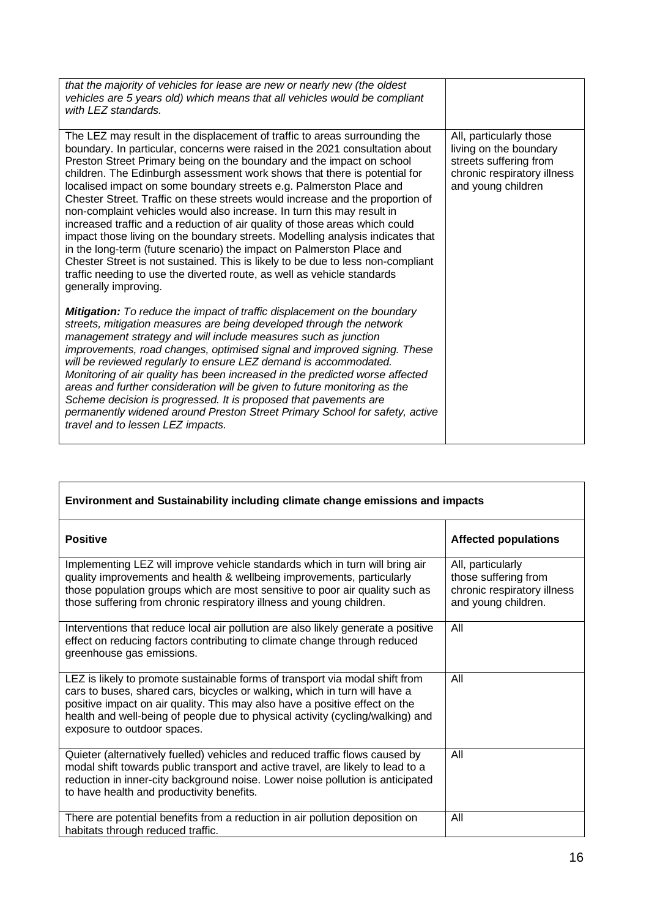| | |
|---|---|
| *that the majority of vehicles for lease are new or nearly new (the oldest vehicles are 5 years old) which means that all vehicles would be compliant with LEZ standards.* | |
| The LEZ may result in the displacement of traffic to areas surrounding the boundary. In particular, concerns were raised in the 2021 consultation about Preston Street Primary being on the boundary and the impact on school children. The Edinburgh assessment work shows that there is potential for localised impact on some boundary streets e.g. Palmerston Place and Chester Street. Traffic on these streets would increase and the proportion of non-complaint vehicles would also increase. In turn this may result in increased traffic and a reduction of air quality of those areas which could impact those living on the boundary streets. Modelling analysis indicates that in the long-term (future scenario) the impact on Palmerston Place and Chester Street is not sustained. This is likely to be due to less non-compliant traffic needing to use the diverted route, as well as vehicle standards generally improving.<br><br>***Mitigation:*** *To reduce the impact of traffic displacement on the boundary streets, mitigation measures are being developed through the network management strategy and will include measures such as junction improvements, road changes, optimised signal and improved signing. These will be reviewed regularly to ensure LEZ demand is accommodated. Monitoring of air quality has been increased in the predicted worse affected areas and further consideration will be given to future monitoring as the Scheme decision is progressed. It is proposed that pavements are permanently widened around Preston Street Primary School for safety, active travel and to lessen LEZ impacts.* | All, particularly those living on the boundary streets suffering from chronic respiratory illness and young children |

| **Environment and Sustainability including climate change emissions and impacts** | |
|---|---|
| **Positive** | **Affected populations** |
| Implementing LEZ will improve vehicle standards which in turn will bring air quality improvements and health & wellbeing improvements, particularly those population groups which are most sensitive to poor air quality such as those suffering from chronic respiratory illness and young children. | All, particularly those suffering from chronic respiratory illness and young children. |
| Interventions that reduce local air pollution are also likely generate a positive effect on reducing factors contributing to climate change through reduced greenhouse gas emissions. | All |
| LEZ is likely to promote sustainable forms of transport via modal shift from cars to buses, shared cars, bicycles or walking, which in turn will have a positive impact on air quality. This may also have a positive effect on the health and well-being of people due to physical activity (cycling/walking) and exposure to outdoor spaces. | All |
| Quieter (alternatively fuelled) vehicles and reduced traffic flows caused by modal shift towards public transport and active travel, are likely to lead to a reduction in inner-city background noise. Lower noise pollution is anticipated to have health and productivity benefits. | All |
| There are potential benefits from a reduction in air pollution deposition on habitats through reduced traffic. | All |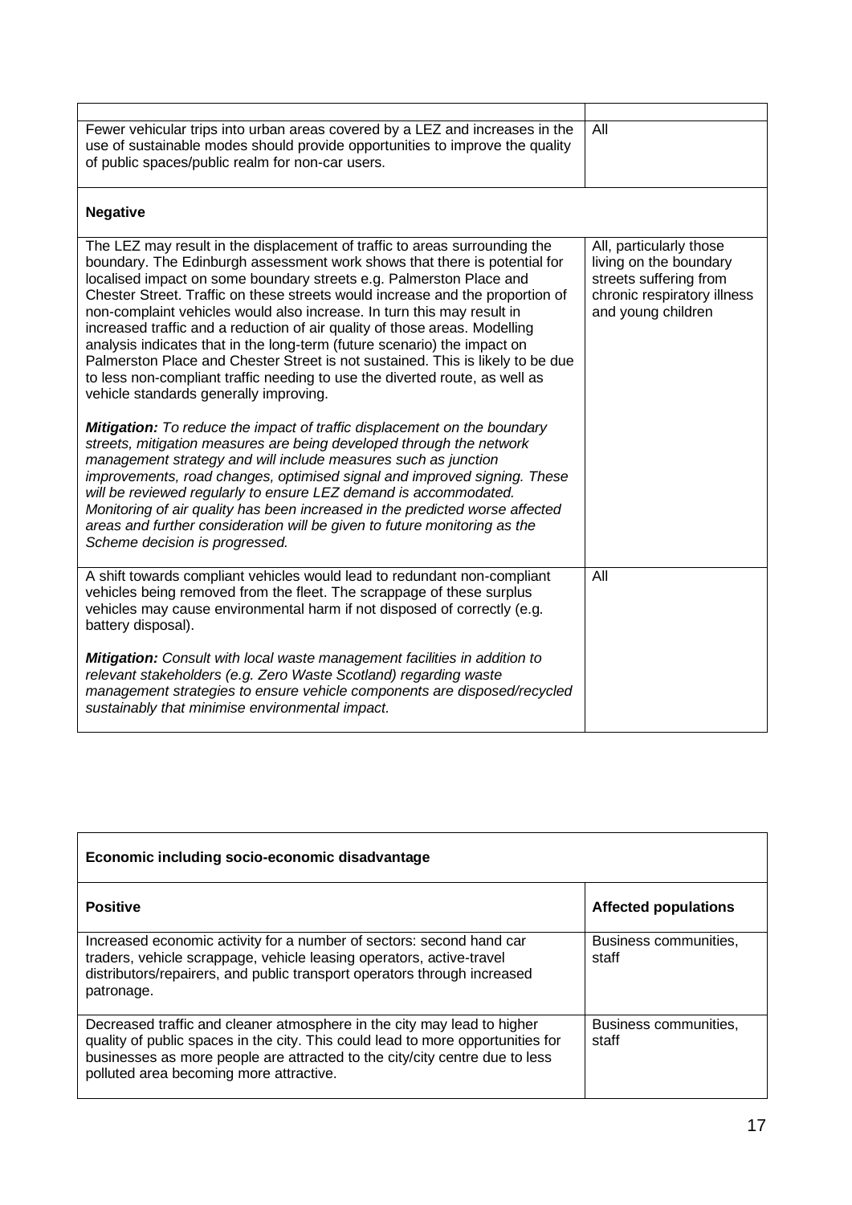| | |
|---|---|
| Fewer vehicular trips into urban areas covered by a LEZ and increases in the use of sustainable modes should provide opportunities to improve the quality of public spaces/public realm for non-car users. | All |
| **Negative** | |
| The LEZ may result in the displacement of traffic to areas surrounding the boundary. The Edinburgh assessment work shows that there is potential for localised impact on some boundary streets e.g. Palmerston Place and Chester Street. Traffic on these streets would increase and the proportion of non-complaint vehicles would also increase. In turn this may result in increased traffic and a reduction of air quality of those areas. Modelling analysis indicates that in the long-term (future scenario) the impact on Palmerston Place and Chester Street is not sustained. This is likely to be due to less non-compliant traffic needing to use the diverted route, as well as vehicle standards generally improving.<br><br>***Mitigation:*** *To reduce the impact of traffic displacement on the boundary streets, mitigation measures are being developed through the network management strategy and will include measures such as junction improvements, road changes, optimised signal and improved signing. These will be reviewed regularly to ensure LEZ demand is accommodated. Monitoring of air quality has been increased in the predicted worse affected areas and further consideration will be given to future monitoring as the Scheme decision is progressed.* | All, particularly those living on the boundary streets suffering from chronic respiratory illness and young children |
| A shift towards compliant vehicles would lead to redundant non-compliant vehicles being removed from the fleet. The scrappage of these surplus vehicles may cause environmental harm if not disposed of correctly (e.g. battery disposal).<br><br>***Mitigation:*** *Consult with local waste management facilities in addition to relevant stakeholders (e.g. Zero Waste Scotland) regarding waste management strategies to ensure vehicle components are disposed/recycled sustainably that minimise environmental impact.* | All |

| **Economic including socio-economic disadvantage** | |
|---|---|
| **Positive** | **Affected populations** |
| Increased economic activity for a number of sectors: second hand car traders, vehicle scrappage, vehicle leasing operators, active-travel distributors/repairers, and public transport operators through increased patronage. | Business communities, staff |
| Decreased traffic and cleaner atmosphere in the city may lead to higher quality of public spaces in the city. This could lead to more opportunities for businesses as more people are attracted to the city/city centre due to less polluted area becoming more attractive. | Business communities, staff |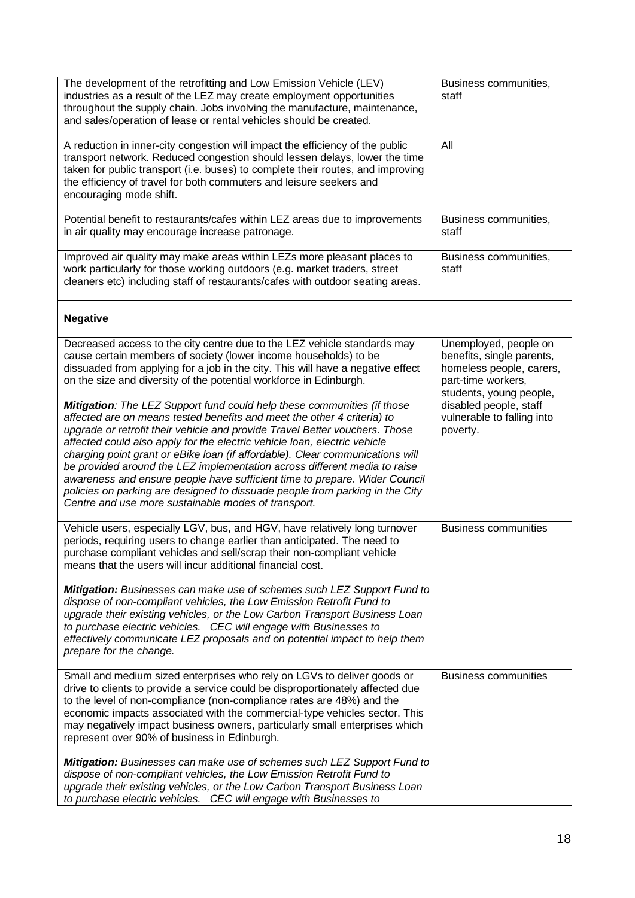| | |
|---|---|
| The development of the retrofitting and Low Emission Vehicle (LEV) industries as a result of the LEZ may create employment opportunities throughout the supply chain. Jobs involving the manufacture, maintenance, and sales/operation of lease or rental vehicles should be created. | Business communities, staff |
| A reduction in inner-city congestion will impact the efficiency of the public transport network. Reduced congestion should lessen delays, lower the time taken for public transport (i.e. buses) to complete their routes, and improving the efficiency of travel for both commuters and leisure seekers and encouraging mode shift. | All |
| Potential benefit to restaurants/cafes within LEZ areas due to improvements in air quality may encourage increase patronage. | Business communities, staff |
| Improved air quality may make areas within LEZs more pleasant places to work particularly for those working outdoors (e.g. market traders, street cleaners etc) including staff of restaurants/cafes with outdoor seating areas. | Business communities, staff |
| **Negative** | |
| Decreased access to the city centre due to the LEZ vehicle standards may cause certain members of society (lower income households) to be dissuaded from applying for a job in the city. This will have a negative effect on the size and diversity of the potential workforce in Edinburgh.<br><br>***Mitigation****: The LEZ Support fund could help these communities (if those affected are on means tested benefits and meet the other 4 criteria) to upgrade or retrofit their vehicle and provide Travel Better vouchers. Those affected could also apply for the electric vehicle loan, electric vehicle charging point grant or eBike loan (if affordable). Clear communications will be provided around the LEZ implementation across different media to raise awareness and ensure people have sufficient time to prepare. Wider Council policies on parking are designed to dissuade people from parking in the City Centre and use more sustainable modes of transport.* | Unemployed, people on benefits, single parents, homeless people, carers, part-time workers, students, young people, disabled people, staff vulnerable to falling into poverty. |
| Vehicle users, especially LGV, bus, and HGV, have relatively long turnover periods, requiring users to change earlier than anticipated. The need to purchase compliant vehicles and sell/scrap their non-compliant vehicle means that the users will incur additional financial cost.<br><br>***Mitigation:*** *Businesses can make use of schemes such LEZ Support Fund to dispose of non-compliant vehicles, the Low Emission Retrofit Fund to upgrade their existing vehicles, or the Low Carbon Transport Business Loan to purchase electric vehicles. CEC will engage with Businesses to effectively communicate LEZ proposals and on potential impact to help them prepare for the change.* | Business communities |
| Small and medium sized enterprises who rely on LGVs to deliver goods or drive to clients to provide a service could be disproportionately affected due to the level of non-compliance (non-compliance rates are 48%) and the economic impacts associated with the commercial-type vehicles sector. This may negatively impact business owners, particularly small enterprises which represent over 90% of business in Edinburgh.<br><br>***Mitigation:*** *Businesses can make use of schemes such LEZ Support Fund to dispose of non-compliant vehicles, the Low Emission Retrofit Fund to upgrade their existing vehicles, or the Low Carbon Transport Business Loan to purchase electric vehicles. CEC will engage with Businesses to* | Business communities |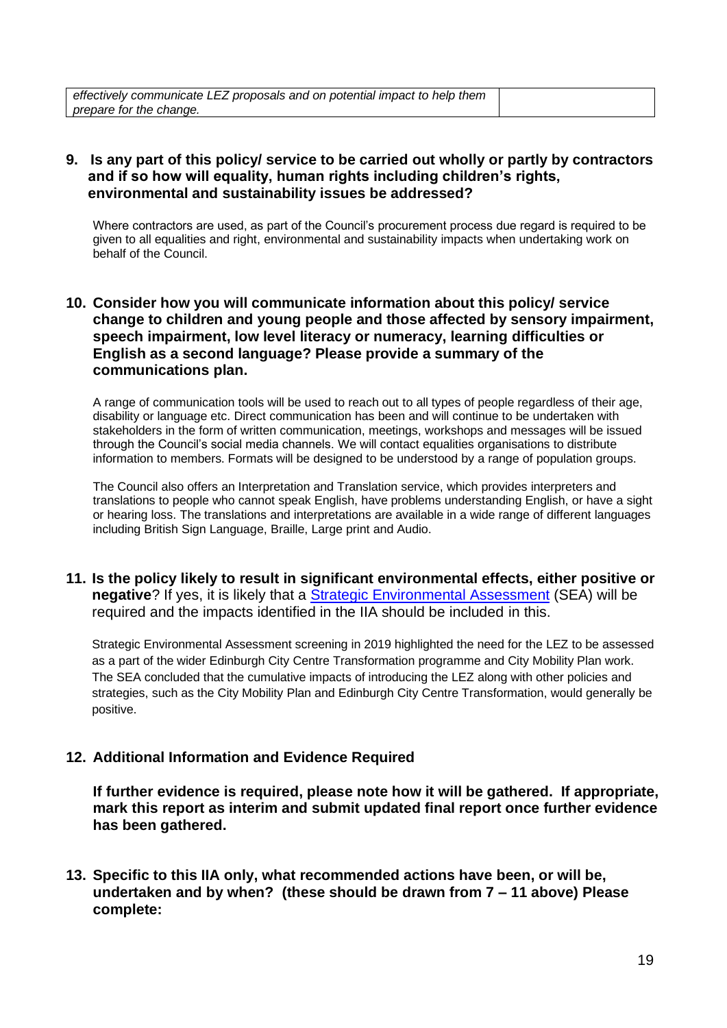| | |
|---|---|
| *effectively communicate LEZ proposals and on potential impact to help them prepare for the change.* | |

**9. Is any part of this policy/ service to be carried out wholly or partly by contractors and if so how will equality, human rights including children's rights, environmental and sustainability issues be addressed?**

Where contractors are used, as part of the Council's procurement process due regard is required to be given to all equalities and right, environmental and sustainability impacts when undertaking work on behalf of the Council.

**10. Consider how you will communicate information about this policy/ service change to children and young people and those affected by sensory impairment, speech impairment, low level literacy or numeracy, learning difficulties or English as a second language? Please provide a summary of the communications plan.**

A range of communication tools will be used to reach out to all types of people regardless of their age, disability or language etc. Direct communication has been and will continue to be undertaken with stakeholders in the form of written communication, meetings, workshops and messages will be issued through the Council's social media channels. We will contact equalities organisations to distribute information to members. Formats will be designed to be understood by a range of population groups.

The Council also offers an Interpretation and Translation service, which provides interpreters and translations to people who cannot speak English, have problems understanding English, or have a sight or hearing loss. The translations and interpretations are available in a wide range of different languages including British Sign Language, Braille, Large print and Audio.

**11. Is the policy likely to result in significant environmental effects, either positive or negative**? If yes, it is likely that a [Strategic Environmental Assessment](#) (SEA) will be required and the impacts identified in the IIA should be included in this.

Strategic Environmental Assessment screening in 2019 highlighted the need for the LEZ to be assessed as a part of the wider Edinburgh City Centre Transformation programme and City Mobility Plan work. The SEA concluded that the cumulative impacts of introducing the LEZ along with other policies and strategies, such as the City Mobility Plan and Edinburgh City Centre Transformation, would generally be positive.

**12. Additional Information and Evidence Required**

**If further evidence is required, please note how it will be gathered. If appropriate, mark this report as interim and submit updated final report once further evidence has been gathered.**

**13. Specific to this IIA only, what recommended actions have been, or will be, undertaken and by when? (these should be drawn from 7 – 11 above) Please complete:**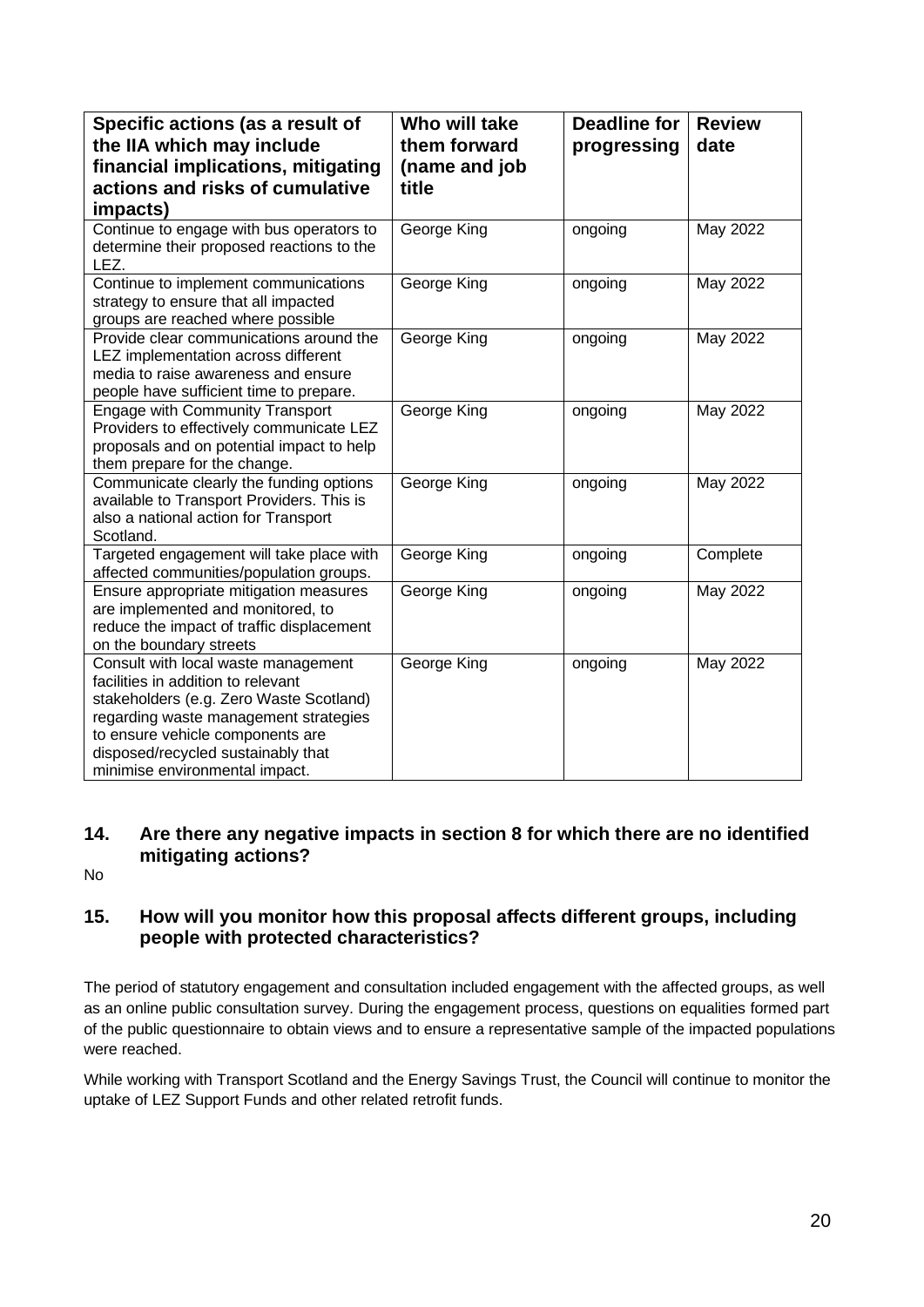| Specific actions (as a result of the IIA which may include financial implications, mitigating actions and risks of cumulative impacts) | Who will take them forward (name and job title | Deadline for progressing | Review date |
|---|---|---|---|
| Continue to engage with bus operators to determine their proposed reactions to the LEZ. | George King | ongoing | May 2022 |
| Continue to implement communications strategy to ensure that all impacted groups are reached where possible | George King | ongoing | May 2022 |
| Provide clear communications around the LEZ implementation across different media to raise awareness and ensure people have sufficient time to prepare. | George King | ongoing | May 2022 |
| Engage with Community Transport Providers to effectively communicate LEZ proposals and on potential impact to help them prepare for the change. | George King | ongoing | May 2022 |
| Communicate clearly the funding options available to Transport Providers. This is also a national action for Transport Scotland. | George King | ongoing | May 2022 |
| Targeted engagement will take place with affected communities/population groups. | George King | ongoing | Complete |
| Ensure appropriate mitigation measures are implemented and monitored, to reduce the impact of traffic displacement on the boundary streets | George King | ongoing | May 2022 |
| Consult with local waste management facilities in addition to relevant stakeholders (e.g. Zero Waste Scotland) regarding waste management strategies to ensure vehicle components are disposed/recycled sustainably that minimise environmental impact. | George King | ongoing | May 2022 |

## 14. Are there any negative impacts in section 8 for which there are no identified mitigating actions?

No

## 15. How will you monitor how this proposal affects different groups, including people with protected characteristics?

The period of statutory engagement and consultation included engagement with the affected groups, as well as an online public consultation survey. During the engagement process, questions on equalities formed part of the public questionnaire to obtain views and to ensure a representative sample of the impacted populations were reached.

While working with Transport Scotland and the Energy Savings Trust, the Council will continue to monitor the uptake of LEZ Support Funds and other related retrofit funds.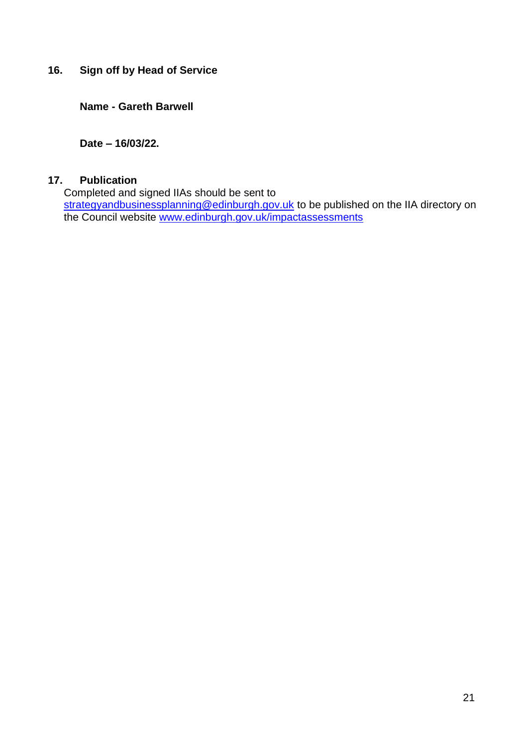## 16. Sign off by Head of Service

**Name - Gareth Barwell**

**Date – 16/03/22.**

## 17. Publication

Completed and signed IIAs should be sent to strategyandbusinessplanning@edinburgh.gov.uk to be published on the IIA directory on the Council website www.edinburgh.gov.uk/impactassessments